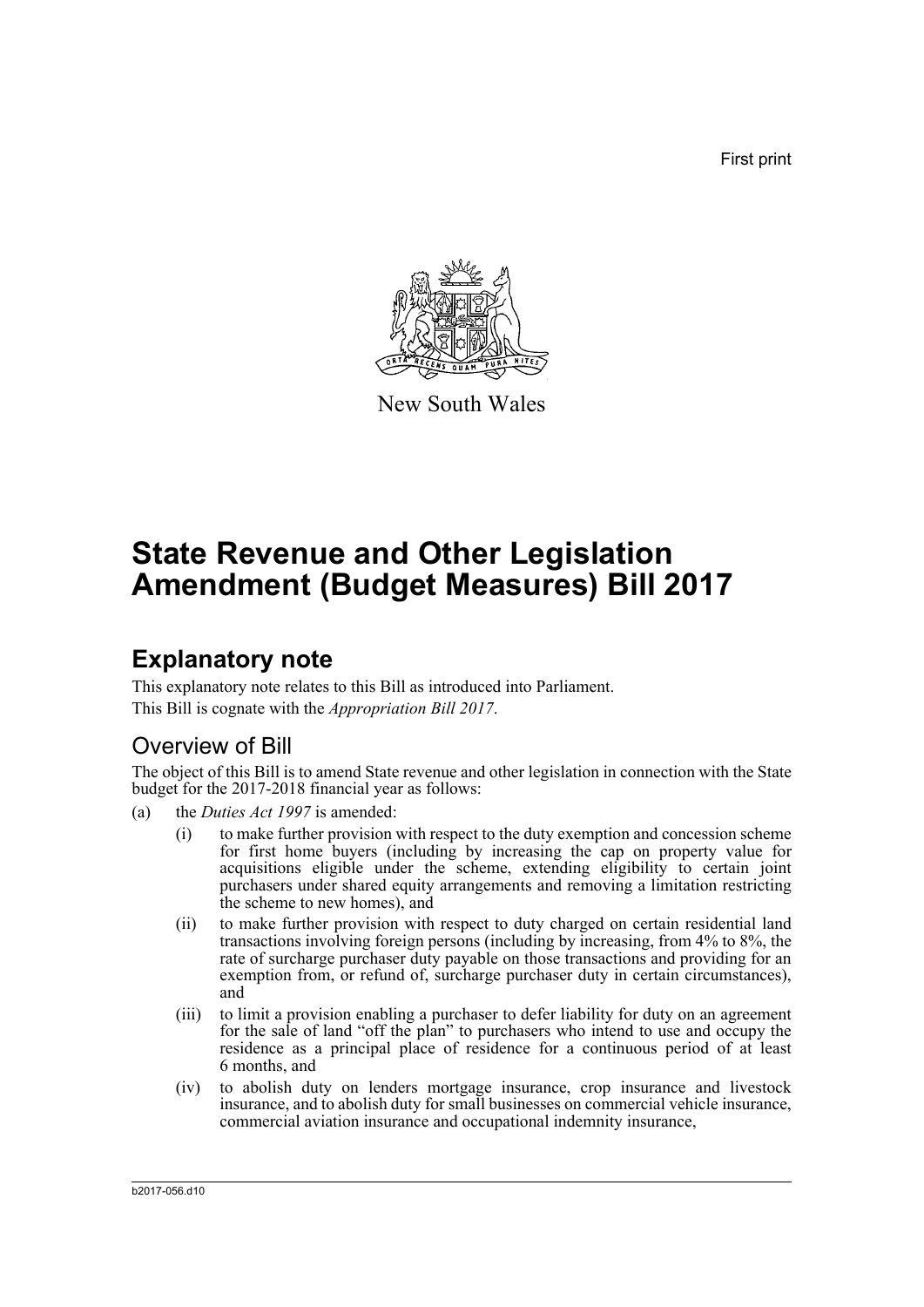First print

New South Wales

# State Revenue and Other Legislation Amendment (Budget Measures) Bill 2017

## Explanatory note

This explanatory note relates to this Bill as introduced into Parliament.

This Bill is cognate with the *Appropriation Bill 2017*.

### Overview of Bill

The object of this Bill is to amend State revenue and other legislation in connection with the State budget for the 2017-2018 financial year as follows:

(a) the *Duties Act 1997* is amended:

(i) to make further provision with respect to the duty exemption and concession scheme for first home buyers (including by increasing the cap on property value for acquisitions eligible under the scheme, extending eligibility to certain joint purchasers under shared equity arrangements and removing a limitation restricting the scheme to new homes), and

(ii) to make further provision with respect to duty charged on certain residential land transactions involving foreign persons (including by increasing, from 4% to 8%, the rate of surcharge purchaser duty payable on those transactions and providing for an exemption from, or refund of, surcharge purchaser duty in certain circumstances), and

(iii) to limit a provision enabling a purchaser to defer liability for duty on an agreement for the sale of land "off the plan" to purchasers who intend to use and occupy the residence as a principal place of residence for a continuous period of at least 6 months, and

(iv) to abolish duty on lenders mortgage insurance, crop insurance and livestock insurance, and to abolish duty for small businesses on commercial vehicle insurance, commercial aviation insurance and occupational indemnity insurance,

b2017-056.d10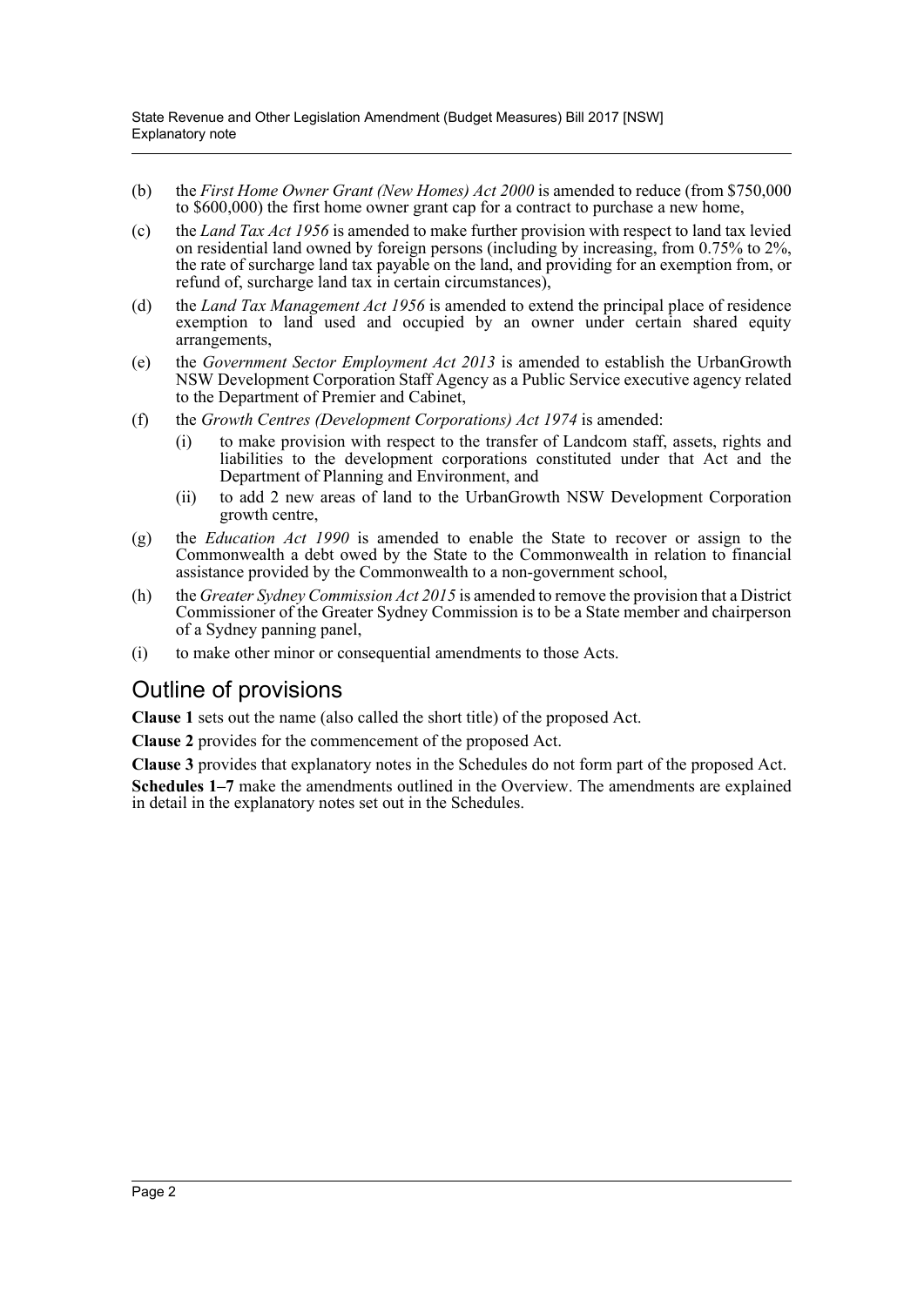(b) the *First Home Owner Grant (New Homes) Act 2000* is amended to reduce (from $750,000 to $600,000) the first home owner grant cap for a contract to purchase a new home,

(c) the *Land Tax Act 1956* is amended to make further provision with respect to land tax levied on residential land owned by foreign persons (including by increasing, from 0.75% to 2%, the rate of surcharge land tax payable on the land, and providing for an exemption from, or refund of, surcharge land tax in certain circumstances),

(d) the *Land Tax Management Act 1956* is amended to extend the principal place of residence exemption to land used and occupied by an owner under certain shared equity arrangements,

(e) the *Government Sector Employment Act 2013* is amended to establish the UrbanGrowth NSW Development Corporation Staff Agency as a Public Service executive agency related to the Department of Premier and Cabinet,

(f) the *Growth Centres (Development Corporations) Act 1974* is amended:

  (i) to make provision with respect to the transfer of Landcom staff, assets, rights and liabilities to the development corporations constituted under that Act and the Department of Planning and Environment, and

  (ii) to add 2 new areas of land to the UrbanGrowth NSW Development Corporation growth centre,

(g) the *Education Act 1990* is amended to enable the State to recover or assign to the Commonwealth a debt owed by the State to the Commonwealth in relation to financial assistance provided by the Commonwealth to a non-government school,

(h) the *Greater Sydney Commission Act 2015* is amended to remove the provision that a District Commissioner of the Greater Sydney Commission is to be a State member and chairperson of a Sydney panning panel,

(i) to make other minor or consequential amendments to those Acts.

## Outline of provisions

**Clause 1** sets out the name (also called the short title) of the proposed Act.

**Clause 2** provides for the commencement of the proposed Act.

**Clause 3** provides that explanatory notes in the Schedules do not form part of the proposed Act.

**Schedules 1–7** make the amendments outlined in the Overview. The amendments are explained in detail in the explanatory notes set out in the Schedules.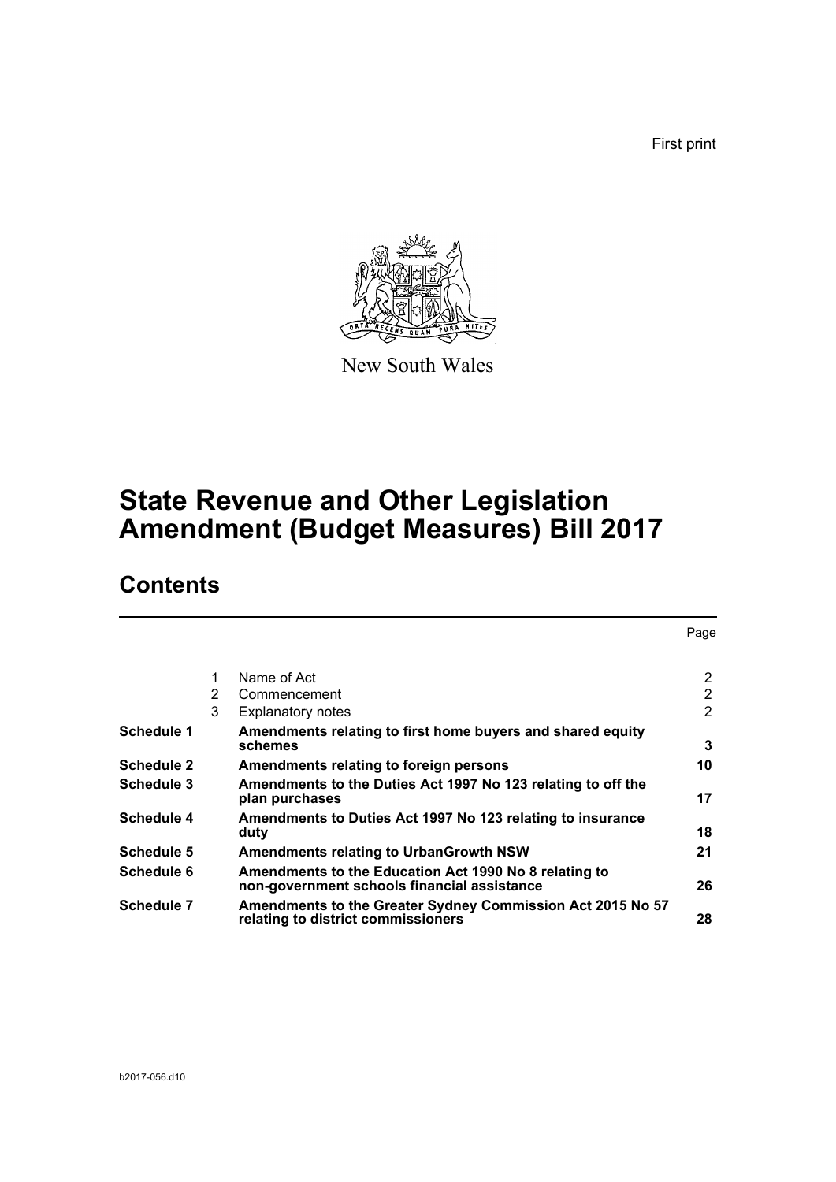First print

New South Wales

# State Revenue and Other Legislation Amendment (Budget Measures) Bill 2017

## Contents

| | | | Page |
|---|---|---|---|
| | 1 | Name of Act | 2 |
| | 2 | Commencement | 2 |
| | 3 | Explanatory notes | 2 |
| **Schedule 1** | | **Amendments relating to first home buyers and shared equity schemes** | **3** |
| **Schedule 2** | | **Amendments relating to foreign persons** | **10** |
| **Schedule 3** | | **Amendments to the Duties Act 1997 No 123 relating to off the plan purchases** | **17** |
| **Schedule 4** | | **Amendments to Duties Act 1997 No 123 relating to insurance duty** | **18** |
| **Schedule 5** | | **Amendments relating to UrbanGrowth NSW** | **21** |
| **Schedule 6** | | **Amendments to the Education Act 1990 No 8 relating to non-government schools financial assistance** | **26** |
| **Schedule 7** | | **Amendments to the Greater Sydney Commission Act 2015 No 57 relating to district commissioners** | **28** |

b2017-056.d10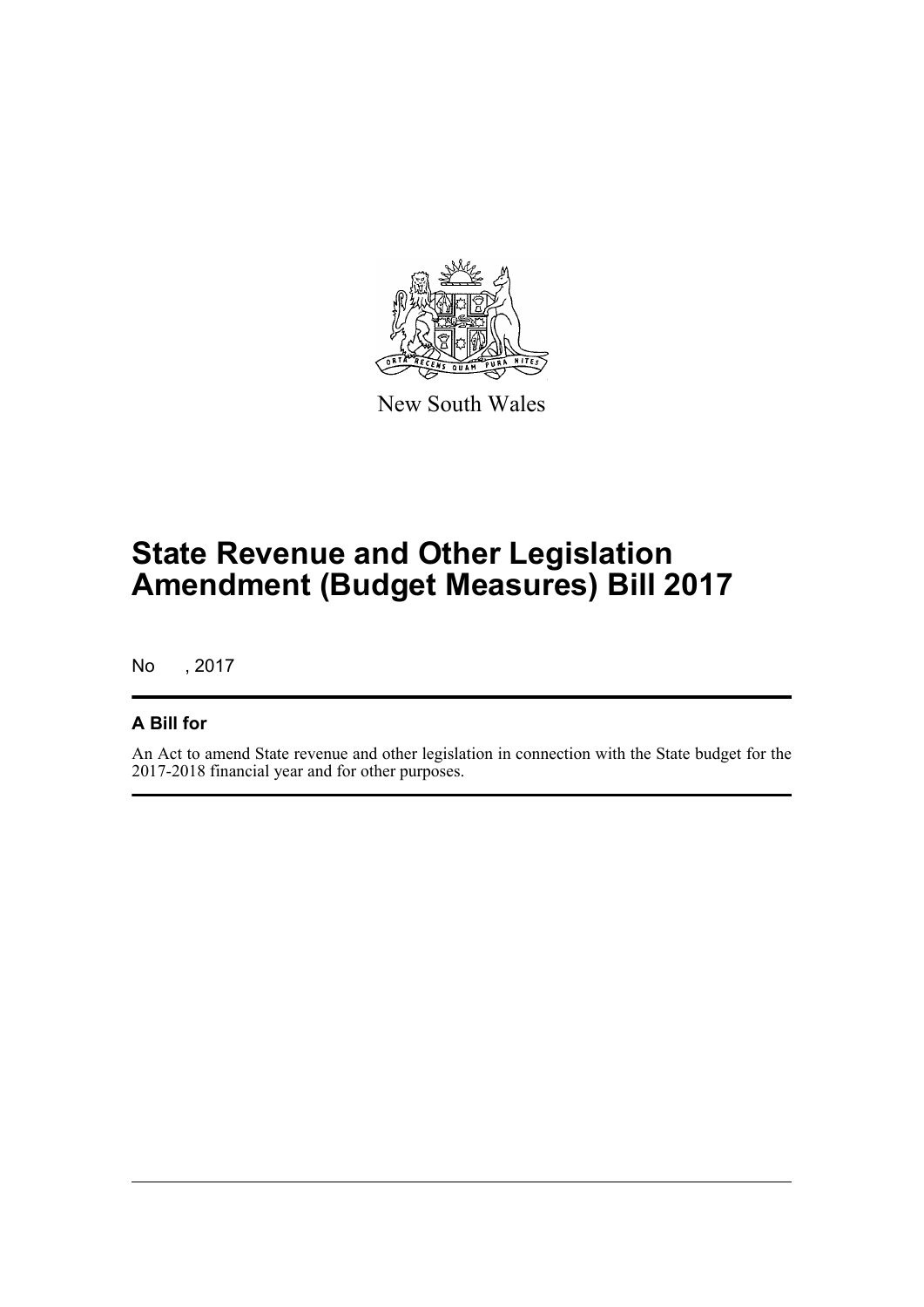New South Wales

# State Revenue and Other Legislation Amendment (Budget Measures) Bill 2017

No , 2017

### A Bill for

An Act to amend State revenue and other legislation in connection with the State budget for the 2017-2018 financial year and for other purposes.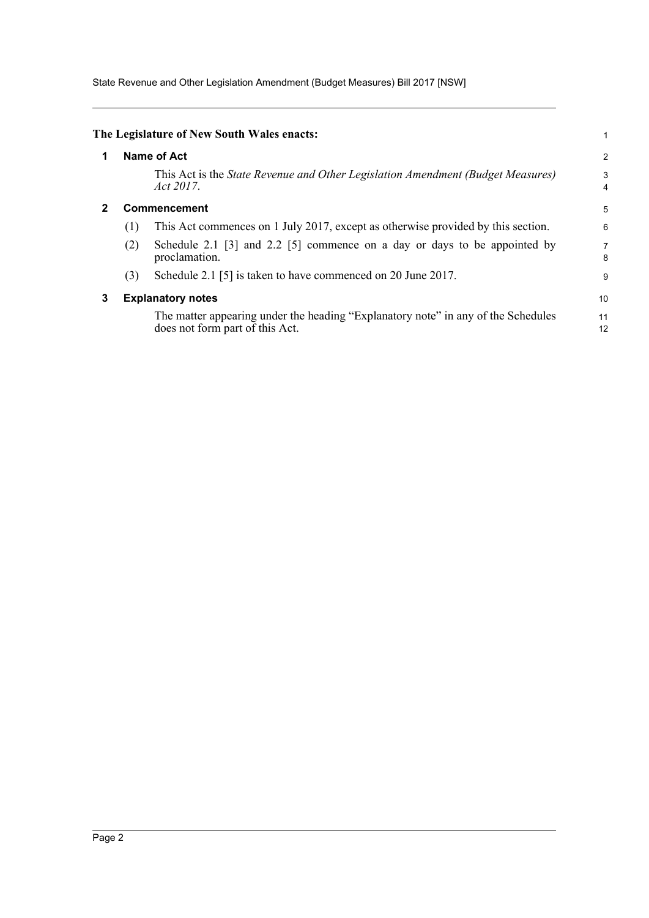**The Legislature of New South Wales enacts:**

## 1 Name of Act

This Act is the *State Revenue and Other Legislation Amendment (Budget Measures) Act 2017*.

## 2 Commencement

(1) This Act commences on 1 July 2017, except as otherwise provided by this section.

(2) Schedule 2.1 [3] and 2.2 [5] commence on a day or days to be appointed by proclamation.

(3) Schedule 2.1 [5] is taken to have commenced on 20 June 2017.

## 3 Explanatory notes

The matter appearing under the heading "Explanatory note" in any of the Schedules does not form part of this Act.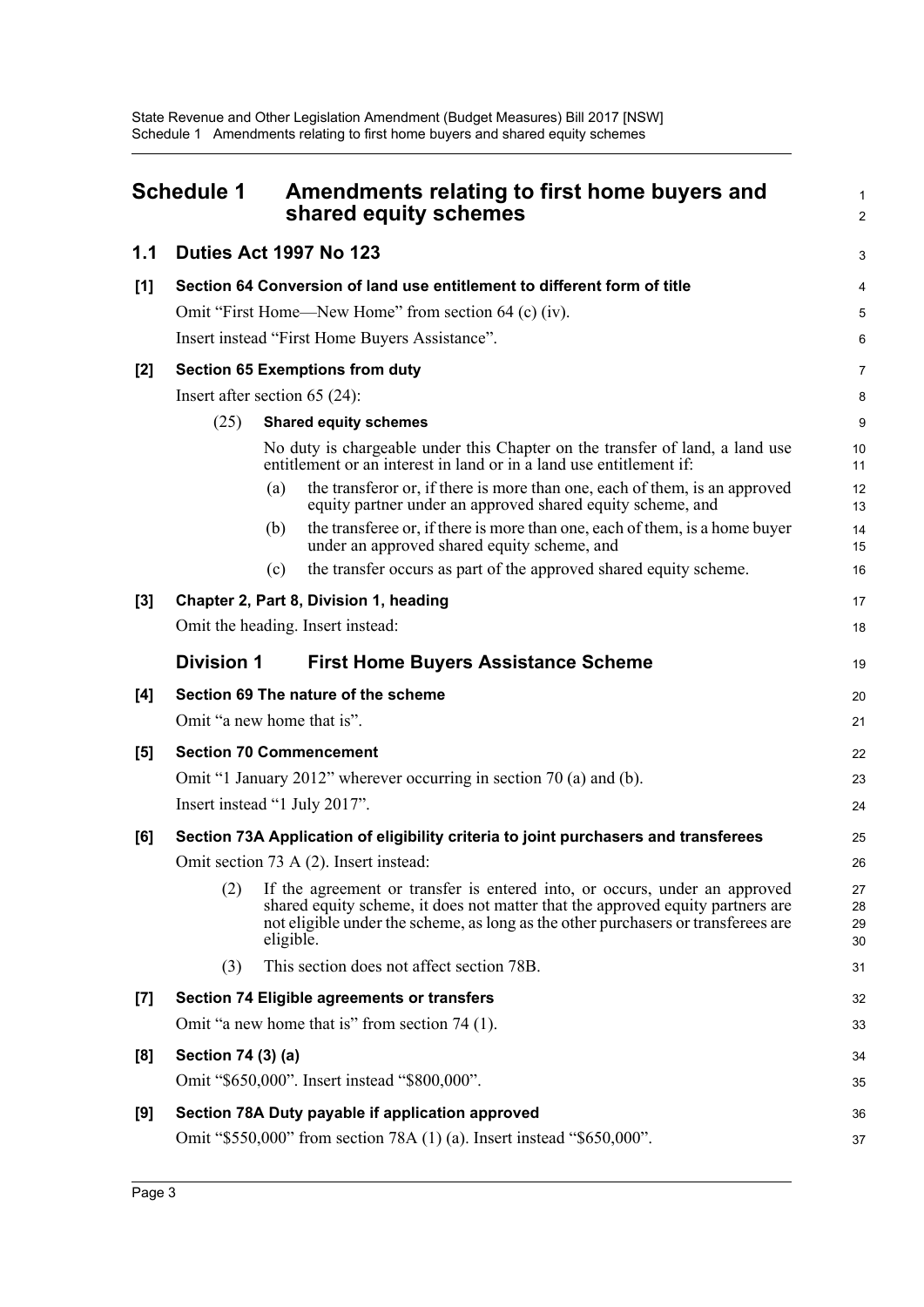# Schedule 1 Amendments relating to first home buyers and shared equity schemes

## 1.1 Duties Act 1997 No 123

### [1] Section 64 Conversion of land use entitlement to different form of title

Omit "First Home—New Home" from section 64 (c) (iv).

Insert instead "First Home Buyers Assistance".

### [2] Section 65 Exemptions from duty

Insert after section 65 (24):

(25) **Shared equity schemes**

No duty is chargeable under this Chapter on the transfer of land, a land use entitlement or an interest in land or in a land use entitlement if:

(a) the transferor or, if there is more than one, each of them, is an approved equity partner under an approved shared equity scheme, and

(b) the transferee or, if there is more than one, each of them, is a home buyer under an approved shared equity scheme, and

(c) the transfer occurs as part of the approved shared equity scheme.

### [3] Chapter 2, Part 8, Division 1, heading

Omit the heading. Insert instead:

**Division 1 First Home Buyers Assistance Scheme**

### [4] Section 69 The nature of the scheme

Omit "a new home that is".

### [5] Section 70 Commencement

Omit "1 January 2012" wherever occurring in section 70 (a) and (b).

Insert instead "1 July 2017".

### [6] Section 73A Application of eligibility criteria to joint purchasers and transferees

Omit section 73 A (2). Insert instead:

(2) If the agreement or transfer is entered into, or occurs, under an approved shared equity scheme, it does not matter that the approved equity partners are not eligible under the scheme, as long as the other purchasers or transferees are eligible.

(3) This section does not affect section 78B.

### [7] Section 74 Eligible agreements or transfers

Omit "a new home that is" from section 74 (1).

### [8] Section 74 (3) (a)

Omit "$650,000". Insert instead "$800,000".

### [9] Section 78A Duty payable if application approved

Omit "$550,000" from section 78A (1) (a). Insert instead "$650,000".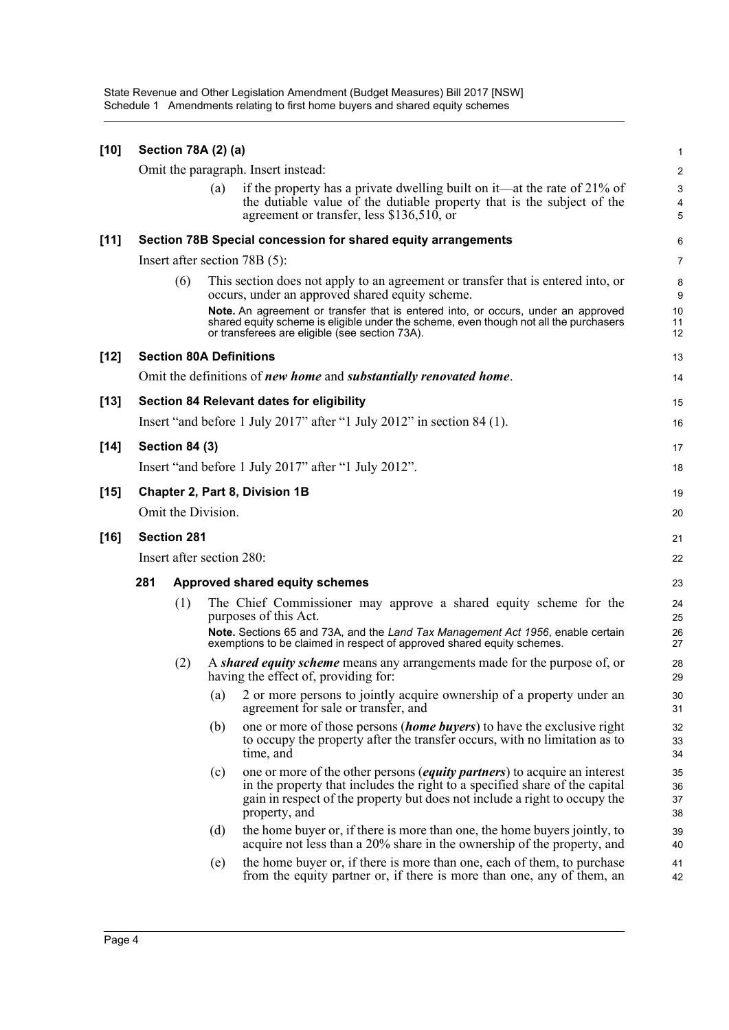**[10] Section 78A (2) (a)**

Omit the paragraph. Insert instead:

(a) if the property has a private dwelling built on it—at the rate of 21% of the dutiable value of the dutiable property that is the subject of the agreement or transfer, less $136,510, or

**[11] Section 78B Special concession for shared equity arrangements**

Insert after section 78B (5):

(6) This section does not apply to an agreement or transfer that is entered into, or occurs, under an approved shared equity scheme.

**Note.** An agreement or transfer that is entered into, or occurs, under an approved shared equity scheme is eligible under the scheme, even though not all the purchasers or transferees are eligible (see section 73A).

**[12] Section 80A Definitions**

Omit the definitions of ***new home*** and ***substantially renovated home***.

**[13] Section 84 Relevant dates for eligibility**

Insert "and before 1 July 2017" after "1 July 2012" in section 84 (1).

**[14] Section 84 (3)**

Insert "and before 1 July 2017" after "1 July 2012".

**[15] Chapter 2, Part 8, Division 1B**

Omit the Division.

**[16] Section 281**

Insert after section 280:

**281 Approved shared equity schemes**

(1) The Chief Commissioner may approve a shared equity scheme for the purposes of this Act.

**Note.** Sections 65 and 73A, and the *Land Tax Management Act 1956*, enable certain exemptions to be claimed in respect of approved shared equity schemes.

(2) A ***shared equity scheme*** means any arrangements made for the purpose of, or having the effect of, providing for:

(a) 2 or more persons to jointly acquire ownership of a property under an agreement for sale or transfer, and

(b) one or more of those persons (***home buyers***) to have the exclusive right to occupy the property after the transfer occurs, with no limitation as to time, and

(c) one or more of the other persons (***equity partners***) to acquire an interest in the property that includes the right to a specified share of the capital gain in respect of the property but does not include a right to occupy the property, and

(d) the home buyer or, if there is more than one, the home buyers jointly, to acquire not less than a 20% share in the ownership of the property, and

(e) the home buyer or, if there is more than one, each of them, to purchase from the equity partner or, if there is more than one, any of them, an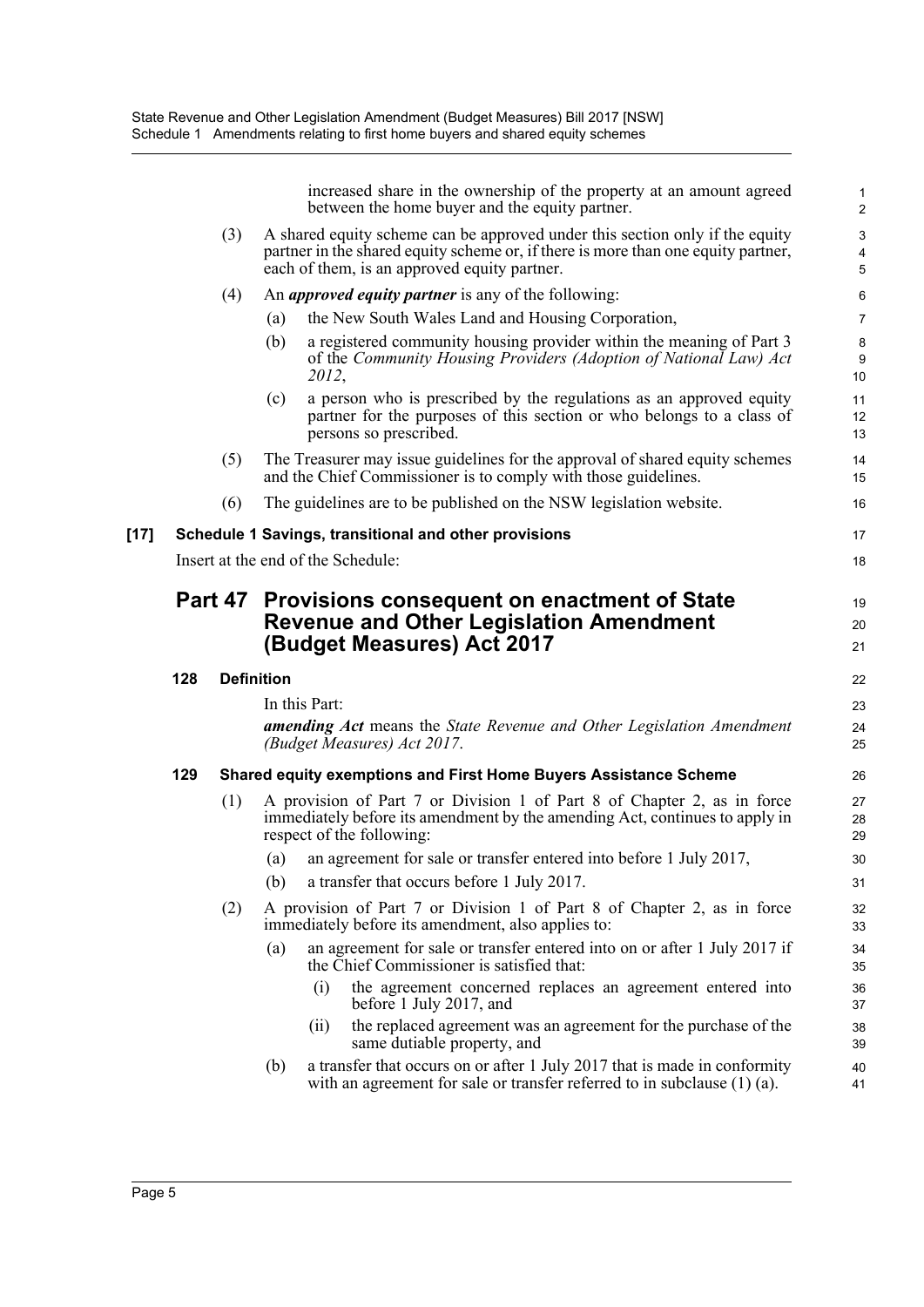increased share in the ownership of the property at an amount agreed between the home buyer and the equity partner.

(3) A shared equity scheme can be approved under this section only if the equity partner in the shared equity scheme or, if there is more than one equity partner, each of them, is an approved equity partner.

(4) An ***approved equity partner*** is any of the following:

(a) the New South Wales Land and Housing Corporation,

(b) a registered community housing provider within the meaning of Part 3 of the *Community Housing Providers (Adoption of National Law) Act 2012*,

(c) a person who is prescribed by the regulations as an approved equity partner for the purposes of this section or who belongs to a class of persons so prescribed.

(5) The Treasurer may issue guidelines for the approval of shared equity schemes and the Chief Commissioner is to comply with those guidelines.

(6) The guidelines are to be published on the NSW legislation website.

**[17] Schedule 1 Savings, transitional and other provisions**

Insert at the end of the Schedule:

## Part 47 Provisions consequent on enactment of State Revenue and Other Legislation Amendment (Budget Measures) Act 2017

**128 Definition**

In this Part:

***amending Act*** means the *State Revenue and Other Legislation Amendment (Budget Measures) Act 2017*.

**129 Shared equity exemptions and First Home Buyers Assistance Scheme**

(1) A provision of Part 7 or Division 1 of Part 8 of Chapter 2, as in force immediately before its amendment by the amending Act, continues to apply in respect of the following:

(a) an agreement for sale or transfer entered into before 1 July 2017,

(b) a transfer that occurs before 1 July 2017.

(2) A provision of Part 7 or Division 1 of Part 8 of Chapter 2, as in force immediately before its amendment, also applies to:

(a) an agreement for sale or transfer entered into on or after 1 July 2017 if the Chief Commissioner is satisfied that:

(i) the agreement concerned replaces an agreement entered into before 1 July 2017, and

(ii) the replaced agreement was an agreement for the purchase of the same dutiable property, and

(b) a transfer that occurs on or after 1 July 2017 that is made in conformity with an agreement for sale or transfer referred to in subclause (1) (a).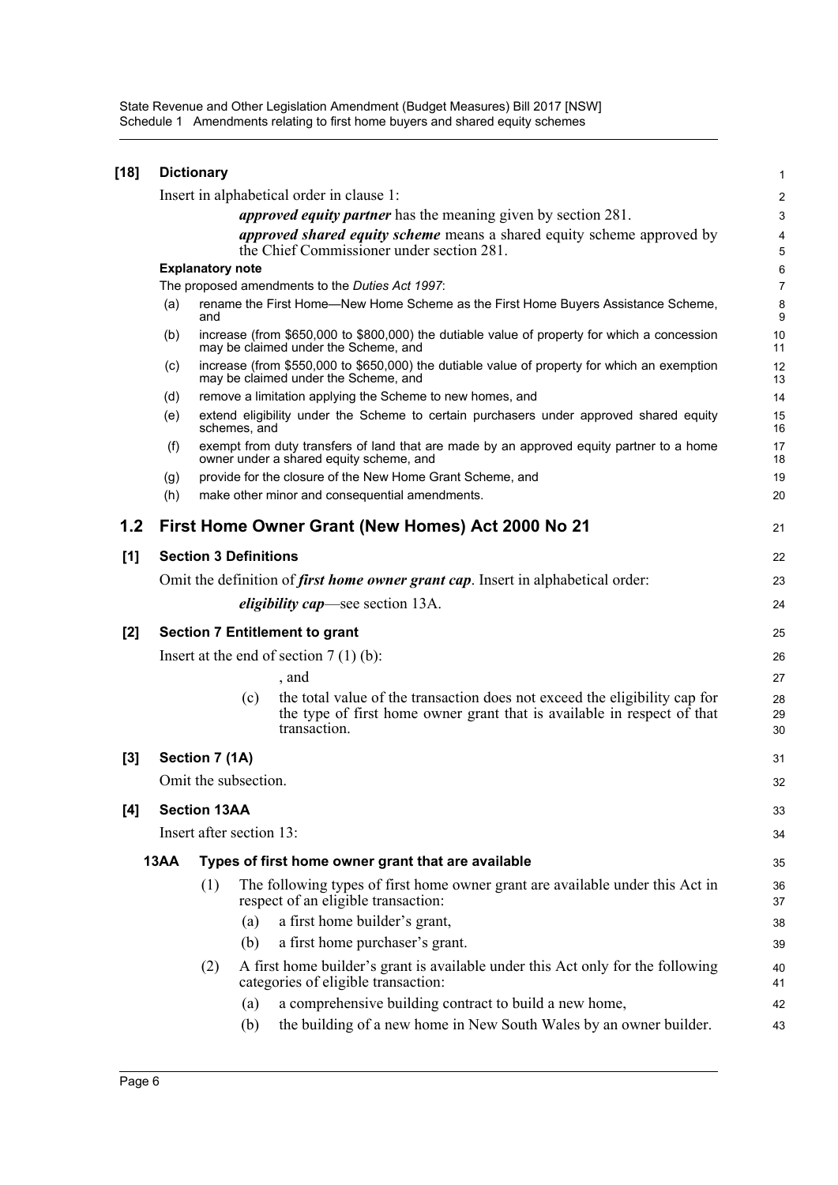**[18] Dictionary**

Insert in alphabetical order in clause 1:

> ***approved equity partner*** has the meaning given by section 281.
>
> ***approved shared equity scheme*** means a shared equity scheme approved by the Chief Commissioner under section 281.

**Explanatory note**

The proposed amendments to the *Duties Act 1997*:

- (a) rename the First Home—New Home Scheme as the First Home Buyers Assistance Scheme, and
- (b) increase (from $650,000 to $800,000) the dutiable value of property for which a concession may be claimed under the Scheme, and
- (c) increase (from $550,000 to $650,000) the dutiable value of property for which an exemption may be claimed under the Scheme, and
- (d) remove a limitation applying the Scheme to new homes, and
- (e) extend eligibility under the Scheme to certain purchasers under approved shared equity schemes, and
- (f) exempt from duty transfers of land that are made by an approved equity partner to a home owner under a shared equity scheme, and
- (g) provide for the closure of the New Home Grant Scheme, and
- (h) make other minor and consequential amendments.

## 1.2 First Home Owner Grant (New Homes) Act 2000 No 21

**[1] Section 3 Definitions**

Omit the definition of ***first home owner grant cap***. Insert in alphabetical order:

> ***eligibility cap***—see section 13A.

**[2] Section 7 Entitlement to grant**

Insert at the end of section 7 (1) (b):

> , and
>
> (c) the total value of the transaction does not exceed the eligibility cap for the type of first home owner grant that is available in respect of that transaction.

**[3] Section 7 (1A)**

Omit the subsection.

**[4] Section 13AA**

Insert after section 13:

**13AA Types of first home owner grant that are available**

(1) The following types of first home owner grant are available under this Act in respect of an eligible transaction:

- (a) a first home builder's grant,
- (b) a first home purchaser's grant.

(2) A first home builder's grant is available under this Act only for the following categories of eligible transaction:

- (a) a comprehensive building contract to build a new home,
- (b) the building of a new home in New South Wales by an owner builder.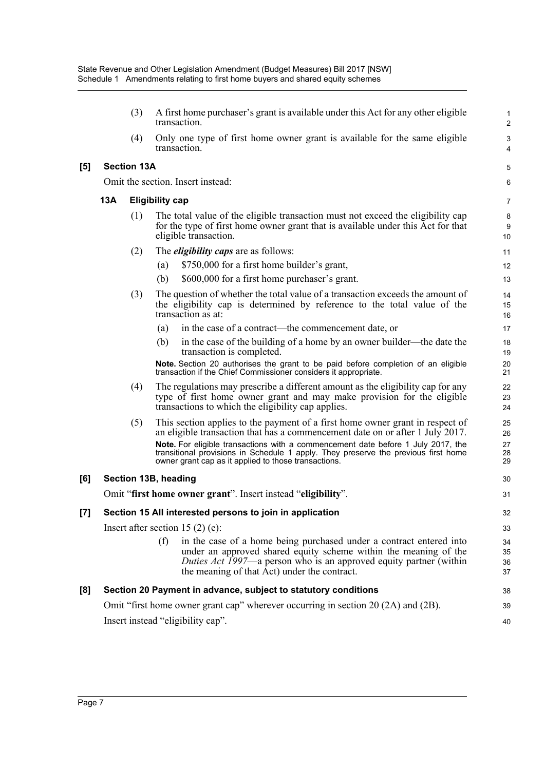(3) A first home purchaser's grant is available under this Act for any other eligible transaction.

(4) Only one type of first home owner grant is available for the same eligible transaction.

**[5] Section 13A**

Omit the section. Insert instead:

**13A Eligibility cap**

(1) The total value of the eligible transaction must not exceed the eligibility cap for the type of first home owner grant that is available under this Act for that eligible transaction.

(2) The ***eligibility caps*** are as follows:

(a) $750,000 for a first home builder's grant,

(b) $600,000 for a first home purchaser's grant.

(3) The question of whether the total value of a transaction exceeds the amount of the eligibility cap is determined by reference to the total value of the transaction as at:

(a) in the case of a contract—the commencement date, or

(b) in the case of the building of a home by an owner builder—the date the transaction is completed.

**Note.** Section 20 authorises the grant to be paid before completion of an eligible transaction if the Chief Commissioner considers it appropriate.

(4) The regulations may prescribe a different amount as the eligibility cap for any type of first home owner grant and may make provision for the eligible transactions to which the eligibility cap applies.

(5) This section applies to the payment of a first home owner grant in respect of an eligible transaction that has a commencement date on or after 1 July 2017.

**Note.** For eligible transactions with a commencement date before 1 July 2017, the transitional provisions in Schedule 1 apply. They preserve the previous first home owner grant cap as it applied to those transactions.

**[6] Section 13B, heading**

Omit "**first home owner grant**". Insert instead "**eligibility**".

**[7] Section 15 All interested persons to join in application**

Insert after section 15 (2) (e):

(f) in the case of a home being purchased under a contract entered into under an approved shared equity scheme within the meaning of the *Duties Act 1997*—a person who is an approved equity partner (within the meaning of that Act) under the contract.

**[8] Section 20 Payment in advance, subject to statutory conditions**

Omit "first home owner grant cap" wherever occurring in section 20 (2A) and (2B).

Insert instead "eligibility cap".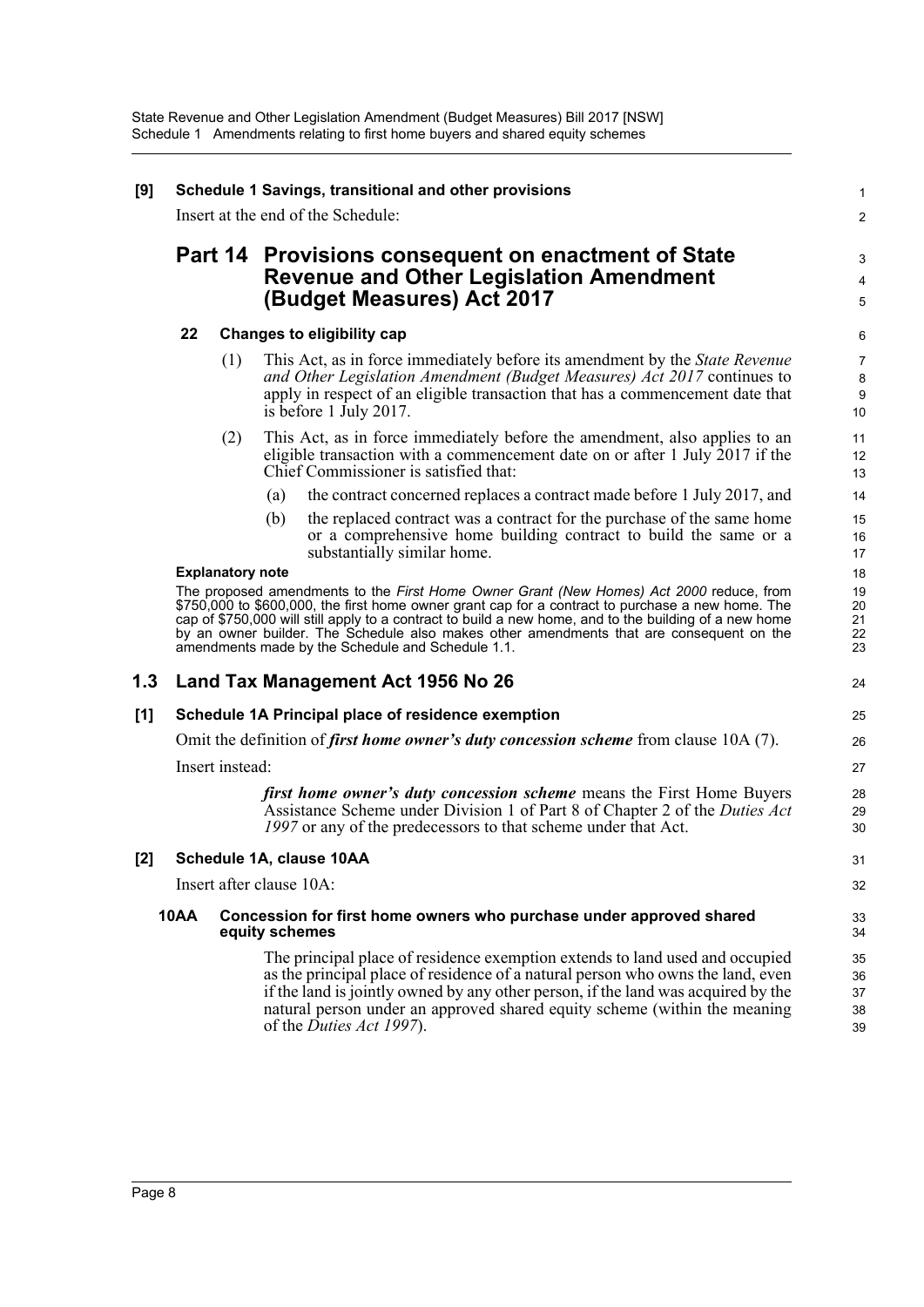**[9] Schedule 1 Savings, transitional and other provisions**

Insert at the end of the Schedule:

## Part 14 Provisions consequent on enactment of State Revenue and Other Legislation Amendment (Budget Measures) Act 2017

**22 Changes to eligibility cap**

(1) This Act, as in force immediately before its amendment by the *State Revenue and Other Legislation Amendment (Budget Measures) Act 2017* continues to apply in respect of an eligible transaction that has a commencement date that is before 1 July 2017.

(2) This Act, as in force immediately before the amendment, also applies to an eligible transaction with a commencement date on or after 1 July 2017 if the Chief Commissioner is satisfied that:

(a) the contract concerned replaces a contract made before 1 July 2017, and

(b) the replaced contract was a contract for the purchase of the same home or a comprehensive home building contract to build the same or a substantially similar home.

**Explanatory note**

The proposed amendments to the *First Home Owner Grant (New Homes) Act 2000* reduce, from $750,000 to $600,000, the first home owner grant cap for a contract to purchase a new home. The cap of $750,000 will still apply to a contract to build a new home, and to the building of a new home by an owner builder. The Schedule also makes other amendments that are consequent on the amendments made by the Schedule and Schedule 1.1.

## 1.3 Land Tax Management Act 1956 No 26

**[1] Schedule 1A Principal place of residence exemption**

Omit the definition of ***first home owner's duty concession scheme*** from clause 10A (7).

Insert instead:

> ***first home owner's duty concession scheme*** means the First Home Buyers Assistance Scheme under Division 1 of Part 8 of Chapter 2 of the *Duties Act 1997* or any of the predecessors to that scheme under that Act.

**[2] Schedule 1A, clause 10AA**

Insert after clause 10A:

**10AA Concession for first home owners who purchase under approved shared equity schemes**

The principal place of residence exemption extends to land used and occupied as the principal place of residence of a natural person who owns the land, even if the land is jointly owned by any other person, if the land was acquired by the natural person under an approved shared equity scheme (within the meaning of the *Duties Act 1997*).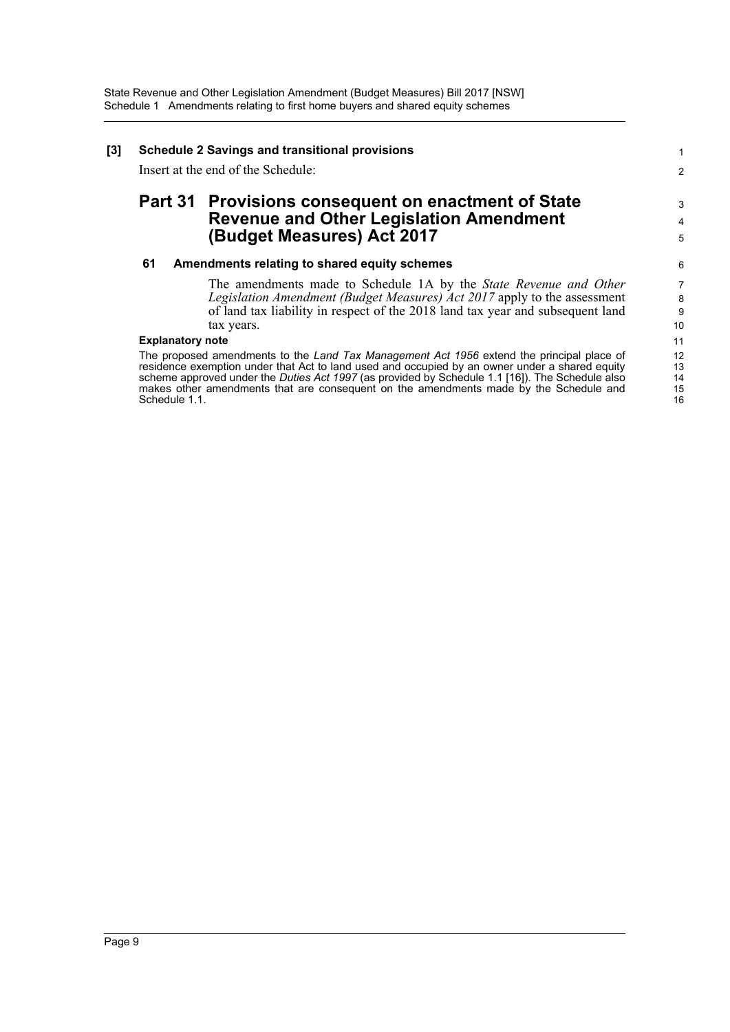**[3] Schedule 2 Savings and transitional provisions**

Insert at the end of the Schedule:

## Part 31 Provisions consequent on enactment of State Revenue and Other Legislation Amendment (Budget Measures) Act 2017

### 61 Amendments relating to shared equity schemes

The amendments made to Schedule 1A by the *State Revenue and Other Legislation Amendment (Budget Measures) Act 2017* apply to the assessment of land tax liability in respect of the 2018 land tax year and subsequent land tax years.

**Explanatory note**

The proposed amendments to the *Land Tax Management Act 1956* extend the principal place of residence exemption under that Act to land used and occupied by an owner under a shared equity scheme approved under the *Duties Act 1997* (as provided by Schedule 1.1 [16]). The Schedule also makes other amendments that are consequent on the amendments made by the Schedule and Schedule 1.1.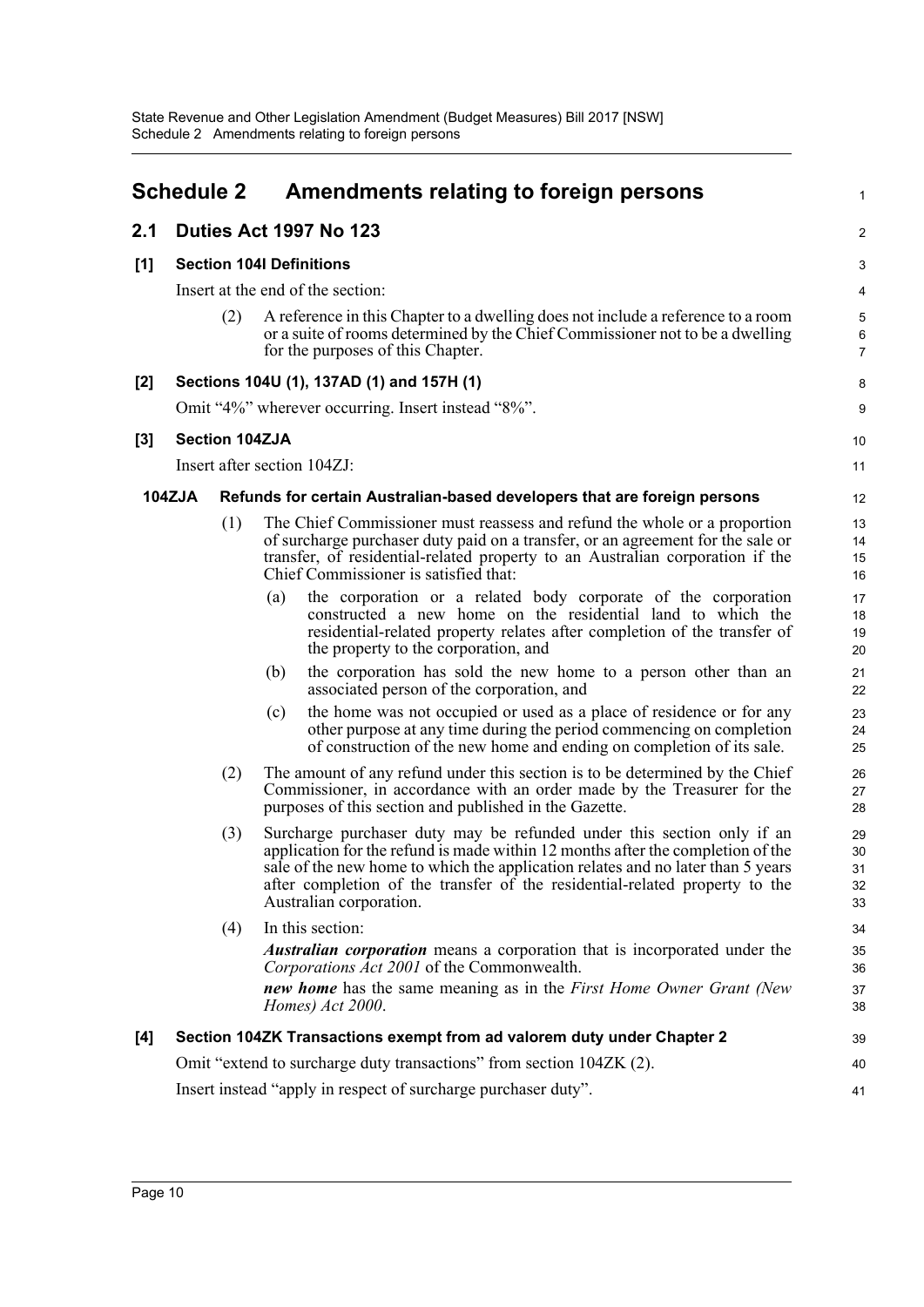# Schedule 2 Amendments relating to foreign persons

## 2.1 Duties Act 1997 No 123

### [1] Section 104I Definitions

Insert at the end of the section:

(2) A reference in this Chapter to a dwelling does not include a reference to a room or a suite of rooms determined by the Chief Commissioner not to be a dwelling for the purposes of this Chapter.

### [2] Sections 104U (1), 137AD (1) and 157H (1)

Omit "4%" wherever occurring. Insert instead "8%".

### [3] Section 104ZJA

Insert after section 104ZJ:

**104ZJA Refunds for certain Australian-based developers that are foreign persons**

(1) The Chief Commissioner must reassess and refund the whole or a proportion of surcharge purchaser duty paid on a transfer, or an agreement for the sale or transfer, of residential-related property to an Australian corporation if the Chief Commissioner is satisfied that:

(a) the corporation or a related body corporate of the corporation constructed a new home on the residential land to which the residential-related property relates after completion of the transfer of the property to the corporation, and

(b) the corporation has sold the new home to a person other than an associated person of the corporation, and

(c) the home was not occupied or used as a place of residence or for any other purpose at any time during the period commencing on completion of construction of the new home and ending on completion of its sale.

(2) The amount of any refund under this section is to be determined by the Chief Commissioner, in accordance with an order made by the Treasurer for the purposes of this section and published in the Gazette.

(3) Surcharge purchaser duty may be refunded under this section only if an application for the refund is made within 12 months after the completion of the sale of the new home to which the application relates and no later than 5 years after completion of the transfer of the residential-related property to the Australian corporation.

(4) In this section:

***Australian corporation*** means a corporation that is incorporated under the *Corporations Act 2001* of the Commonwealth.

***new home*** has the same meaning as in the *First Home Owner Grant (New Homes) Act 2000*.

### [4] Section 104ZK Transactions exempt from ad valorem duty under Chapter 2

Omit "extend to surcharge duty transactions" from section 104ZK (2).

Insert instead "apply in respect of surcharge purchaser duty".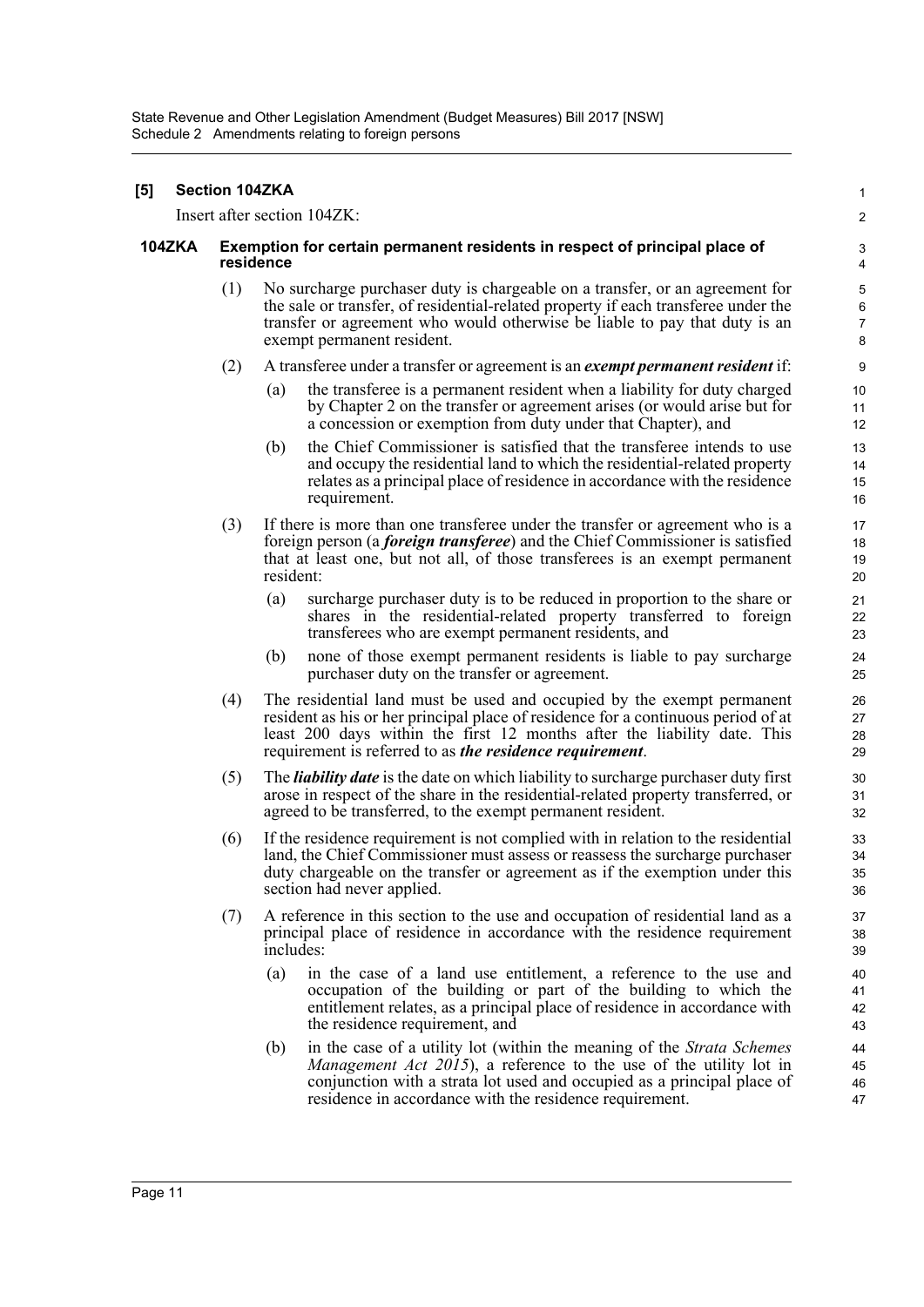## [5] Section 104ZKA

Insert after section 104ZK:

### 104ZKA Exemption for certain permanent residents in respect of principal place of residence

(1) No surcharge purchaser duty is chargeable on a transfer, or an agreement for the sale or transfer, of residential-related property if each transferee under the transfer or agreement who would otherwise be liable to pay that duty is an exempt permanent resident.

(2) A transferee under a transfer or agreement is an ***exempt permanent resident*** if:

- (a) the transferee is a permanent resident when a liability for duty charged by Chapter 2 on the transfer or agreement arises (or would arise but for a concession or exemption from duty under that Chapter), and
- (b) the Chief Commissioner is satisfied that the transferee intends to use and occupy the residential land to which the residential-related property relates as a principal place of residence in accordance with the residence requirement.

(3) If there is more than one transferee under the transfer or agreement who is a foreign person (a ***foreign transferee***) and the Chief Commissioner is satisfied that at least one, but not all, of those transferees is an exempt permanent resident:

- (a) surcharge purchaser duty is to be reduced in proportion to the share or shares in the residential-related property transferred to foreign transferees who are exempt permanent residents, and
- (b) none of those exempt permanent residents is liable to pay surcharge purchaser duty on the transfer or agreement.

(4) The residential land must be used and occupied by the exempt permanent resident as his or her principal place of residence for a continuous period of at least 200 days within the first 12 months after the liability date. This requirement is referred to as ***the residence requirement***.

(5) The ***liability date*** is the date on which liability to surcharge purchaser duty first arose in respect of the share in the residential-related property transferred, or agreed to be transferred, to the exempt permanent resident.

(6) If the residence requirement is not complied with in relation to the residential land, the Chief Commissioner must assess or reassess the surcharge purchaser duty chargeable on the transfer or agreement as if the exemption under this section had never applied.

(7) A reference in this section to the use and occupation of residential land as a principal place of residence in accordance with the residence requirement includes:

- (a) in the case of a land use entitlement, a reference to the use and occupation of the building or part of the building to which the entitlement relates, as a principal place of residence in accordance with the residence requirement, and
- (b) in the case of a utility lot (within the meaning of the *Strata Schemes Management Act 2015*), a reference to the use of the utility lot in conjunction with a strata lot used and occupied as a principal place of residence in accordance with the residence requirement.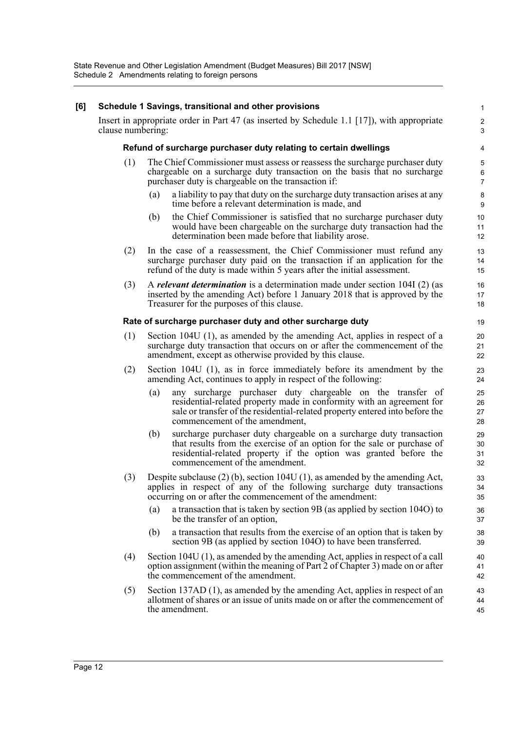**[6] Schedule 1 Savings, transitional and other provisions**

Insert in appropriate order in Part 47 (as inserted by Schedule 1.1 [17]), with appropriate clause numbering:

**Refund of surcharge purchaser duty relating to certain dwellings**

(1) The Chief Commissioner must assess or reassess the surcharge purchaser duty chargeable on a surcharge duty transaction on the basis that no surcharge purchaser duty is chargeable on the transaction if:

(a) a liability to pay that duty on the surcharge duty transaction arises at any time before a relevant determination is made, and

(b) the Chief Commissioner is satisfied that no surcharge purchaser duty would have been chargeable on the surcharge duty transaction had the determination been made before that liability arose.

(2) In the case of a reassessment, the Chief Commissioner must refund any surcharge purchaser duty paid on the transaction if an application for the refund of the duty is made within 5 years after the initial assessment.

(3) A ***relevant determination*** is a determination made under section 104I (2) (as inserted by the amending Act) before 1 January 2018 that is approved by the Treasurer for the purposes of this clause.

**Rate of surcharge purchaser duty and other surcharge duty**

(1) Section 104U (1), as amended by the amending Act, applies in respect of a surcharge duty transaction that occurs on or after the commencement of the amendment, except as otherwise provided by this clause.

(2) Section 104U (1), as in force immediately before its amendment by the amending Act, continues to apply in respect of the following:

(a) any surcharge purchaser duty chargeable on the transfer of residential-related property made in conformity with an agreement for sale or transfer of the residential-related property entered into before the commencement of the amendment,

(b) surcharge purchaser duty chargeable on a surcharge duty transaction that results from the exercise of an option for the sale or purchase of residential-related property if the option was granted before the commencement of the amendment.

(3) Despite subclause (2) (b), section 104U (1), as amended by the amending Act, applies in respect of any of the following surcharge duty transactions occurring on or after the commencement of the amendment:

(a) a transaction that is taken by section 9B (as applied by section 104O) to be the transfer of an option,

(b) a transaction that results from the exercise of an option that is taken by section 9B (as applied by section 104O) to have been transferred.

(4) Section 104U (1), as amended by the amending Act, applies in respect of a call option assignment (within the meaning of Part 2 of Chapter 3) made on or after the commencement of the amendment.

(5) Section 137AD (1), as amended by the amending Act, applies in respect of an allotment of shares or an issue of units made on or after the commencement of the amendment.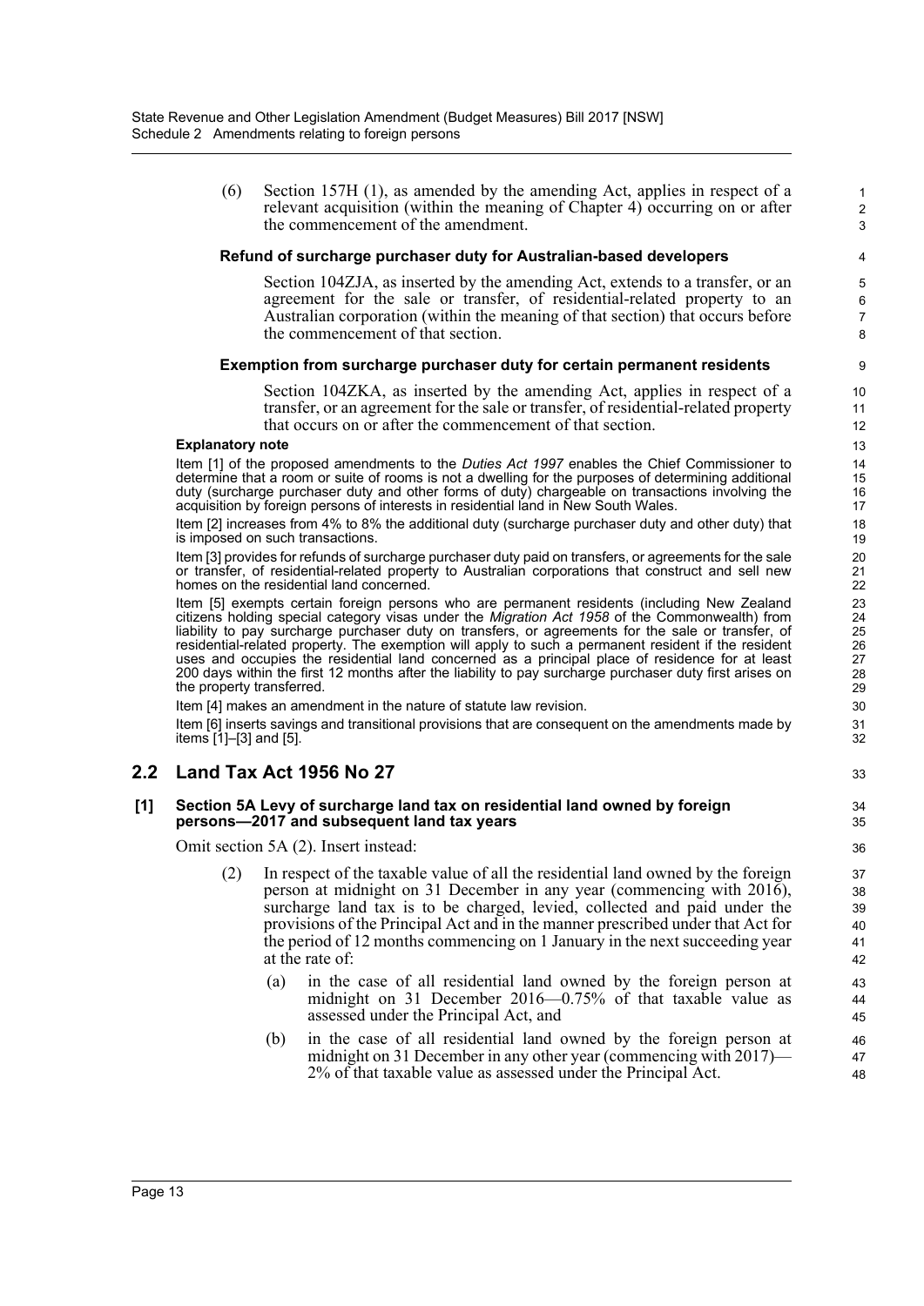(6) Section 157H (1), as amended by the amending Act, applies in respect of a relevant acquisition (within the meaning of Chapter 4) occurring on or after the commencement of the amendment.

**Refund of surcharge purchaser duty for Australian-based developers**

Section 104ZJA, as inserted by the amending Act, extends to a transfer, or an agreement for the sale or transfer, of residential-related property to an Australian corporation (within the meaning of that section) that occurs before the commencement of that section.

**Exemption from surcharge purchaser duty for certain permanent residents**

Section 104ZKA, as inserted by the amending Act, applies in respect of a transfer, or an agreement for the sale or transfer, of residential-related property that occurs on or after the commencement of that section.

**Explanatory note**

Item [1] of the proposed amendments to the *Duties Act 1997* enables the Chief Commissioner to determine that a room or suite of rooms is not a dwelling for the purposes of determining additional duty (surcharge purchaser duty and other forms of duty) chargeable on transactions involving the acquisition by foreign persons of interests in residential land in New South Wales.

Item [2] increases from 4% to 8% the additional duty (surcharge purchaser duty and other duty) that is imposed on such transactions.

Item [3] provides for refunds of surcharge purchaser duty paid on transfers, or agreements for the sale or transfer, of residential-related property to Australian corporations that construct and sell new homes on the residential land concerned.

Item [5] exempts certain foreign persons who are permanent residents (including New Zealand citizens holding special category visas under the *Migration Act 1958* of the Commonwealth) from liability to pay surcharge purchaser duty on transfers, or agreements for the sale or transfer, of residential-related property. The exemption will apply to such a permanent resident if the resident uses and occupies the residential land concerned as a principal place of residence for at least 200 days within the first 12 months after the liability to pay surcharge purchaser duty first arises on the property transferred.

Item [4] makes an amendment in the nature of statute law revision.

Item [6] inserts savings and transitional provisions that are consequent on the amendments made by items [1]–[3] and [5].

## 2.2 Land Tax Act 1956 No 27

**[1] Section 5A Levy of surcharge land tax on residential land owned by foreign persons—2017 and subsequent land tax years**

Omit section 5A (2). Insert instead:

(2) In respect of the taxable value of all the residential land owned by the foreign person at midnight on 31 December in any year (commencing with 2016), surcharge land tax is to be charged, levied, collected and paid under the provisions of the Principal Act and in the manner prescribed under that Act for the period of 12 months commencing on 1 January in the next succeeding year at the rate of:

(a) in the case of all residential land owned by the foreign person at midnight on 31 December 2016—0.75% of that taxable value as assessed under the Principal Act, and

(b) in the case of all residential land owned by the foreign person at midnight on 31 December in any other year (commencing with 2017)—2% of that taxable value as assessed under the Principal Act.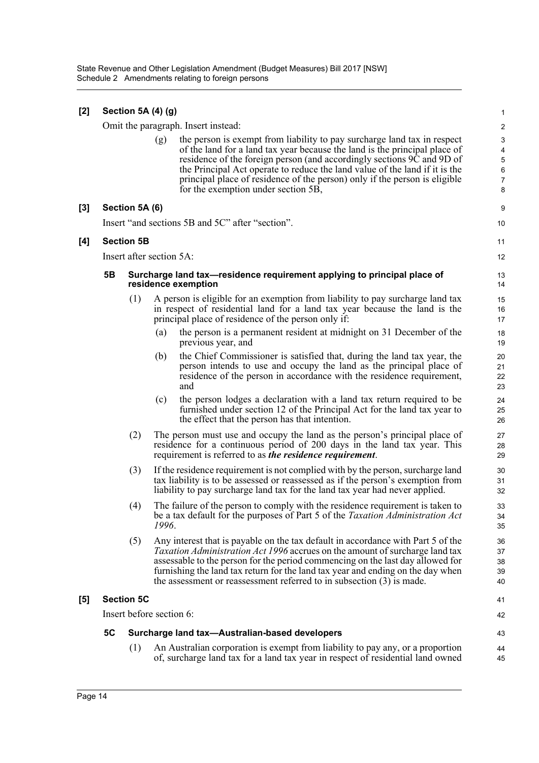**[2] Section 5A (4) (g)**

Omit the paragraph. Insert instead:

> (g) the person is exempt from liability to pay surcharge land tax in respect of the land for a land tax year because the land is the principal place of residence of the foreign person (and accordingly sections 9C and 9D of the Principal Act operate to reduce the land value of the land if it is the principal place of residence of the person) only if the person is eligible for the exemption under section 5B,

**[3] Section 5A (6)**

Insert "and sections 5B and 5C" after "section".

**[4] Section 5B**

Insert after section 5A:

### 5B Surcharge land tax—residence requirement applying to principal place of residence exemption

(1) A person is eligible for an exemption from liability to pay surcharge land tax in respect of residential land for a land tax year because the land is the principal place of residence of the person only if:

(a) the person is a permanent resident at midnight on 31 December of the previous year, and

(b) the Chief Commissioner is satisfied that, during the land tax year, the person intends to use and occupy the land as the principal place of residence of the person in accordance with the residence requirement, and

(c) the person lodges a declaration with a land tax return required to be furnished under section 12 of the Principal Act for the land tax year to the effect that the person has that intention.

(2) The person must use and occupy the land as the person's principal place of residence for a continuous period of 200 days in the land tax year. This requirement is referred to as ***the residence requirement***.

(3) If the residence requirement is not complied with by the person, surcharge land tax liability is to be assessed or reassessed as if the person's exemption from liability to pay surcharge land tax for the land tax year had never applied.

(4) The failure of the person to comply with the residence requirement is taken to be a tax default for the purposes of Part 5 of the *Taxation Administration Act 1996*.

(5) Any interest that is payable on the tax default in accordance with Part 5 of the *Taxation Administration Act 1996* accrues on the amount of surcharge land tax assessable to the person for the period commencing on the last day allowed for furnishing the land tax return for the land tax year and ending on the day when the assessment or reassessment referred to in subsection (3) is made.

**[5] Section 5C**

Insert before section 6:

### 5C Surcharge land tax—Australian-based developers

(1) An Australian corporation is exempt from liability to pay any, or a proportion of, surcharge land tax for a land tax year in respect of residential land owned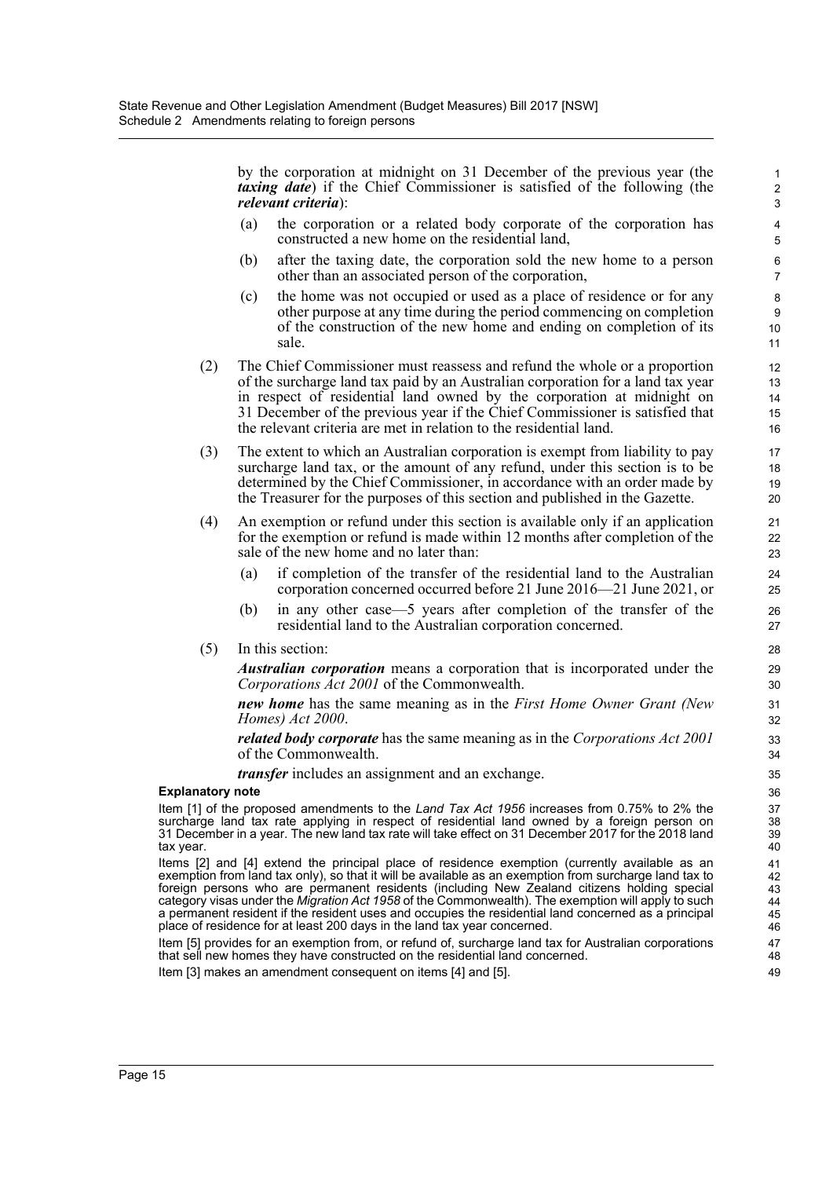by the corporation at midnight on 31 December of the previous year (the ***taxing date***) if the Chief Commissioner is satisfied of the following (the ***relevant criteria***):

(a) the corporation or a related body corporate of the corporation has constructed a new home on the residential land,

(b) after the taxing date, the corporation sold the new home to a person other than an associated person of the corporation,

(c) the home was not occupied or used as a place of residence or for any other purpose at any time during the period commencing on completion of the construction of the new home and ending on completion of its sale.

(2) The Chief Commissioner must reassess and refund the whole or a proportion of the surcharge land tax paid by an Australian corporation for a land tax year in respect of residential land owned by the corporation at midnight on 31 December of the previous year if the Chief Commissioner is satisfied that the relevant criteria are met in relation to the residential land.

(3) The extent to which an Australian corporation is exempt from liability to pay surcharge land tax, or the amount of any refund, under this section is to be determined by the Chief Commissioner, in accordance with an order made by the Treasurer for the purposes of this section and published in the Gazette.

(4) An exemption or refund under this section is available only if an application for the exemption or refund is made within 12 months after completion of the sale of the new home and no later than:

(a) if completion of the transfer of the residential land to the Australian corporation concerned occurred before 21 June 2016—21 June 2021, or

(b) in any other case—5 years after completion of the transfer of the residential land to the Australian corporation concerned.

(5) In this section:

***Australian corporation*** means a corporation that is incorporated under the *Corporations Act 2001* of the Commonwealth.

***new home*** has the same meaning as in the *First Home Owner Grant (New Homes) Act 2000*.

***related body corporate*** has the same meaning as in the *Corporations Act 2001* of the Commonwealth.

***transfer*** includes an assignment and an exchange.

**Explanatory note**

Item [1] of the proposed amendments to the *Land Tax Act 1956* increases from 0.75% to 2% the surcharge land tax rate applying in respect of residential land owned by a foreign person on 31 December in a year. The new land tax rate will take effect on 31 December 2017 for the 2018 land tax year.

Items [2] and [4] extend the principal place of residence exemption (currently available as an exemption from land tax only), so that it will be available as an exemption from surcharge land tax to foreign persons who are permanent residents (including New Zealand citizens holding special category visas under the *Migration Act 1958* of the Commonwealth). The exemption will apply to such a permanent resident if the resident uses and occupies the residential land concerned as a principal place of residence for at least 200 days in the land tax year concerned.

Item [5] provides for an exemption from, or refund of, surcharge land tax for Australian corporations that sell new homes they have constructed on the residential land concerned.

Item [3] makes an amendment consequent on items [4] and [5].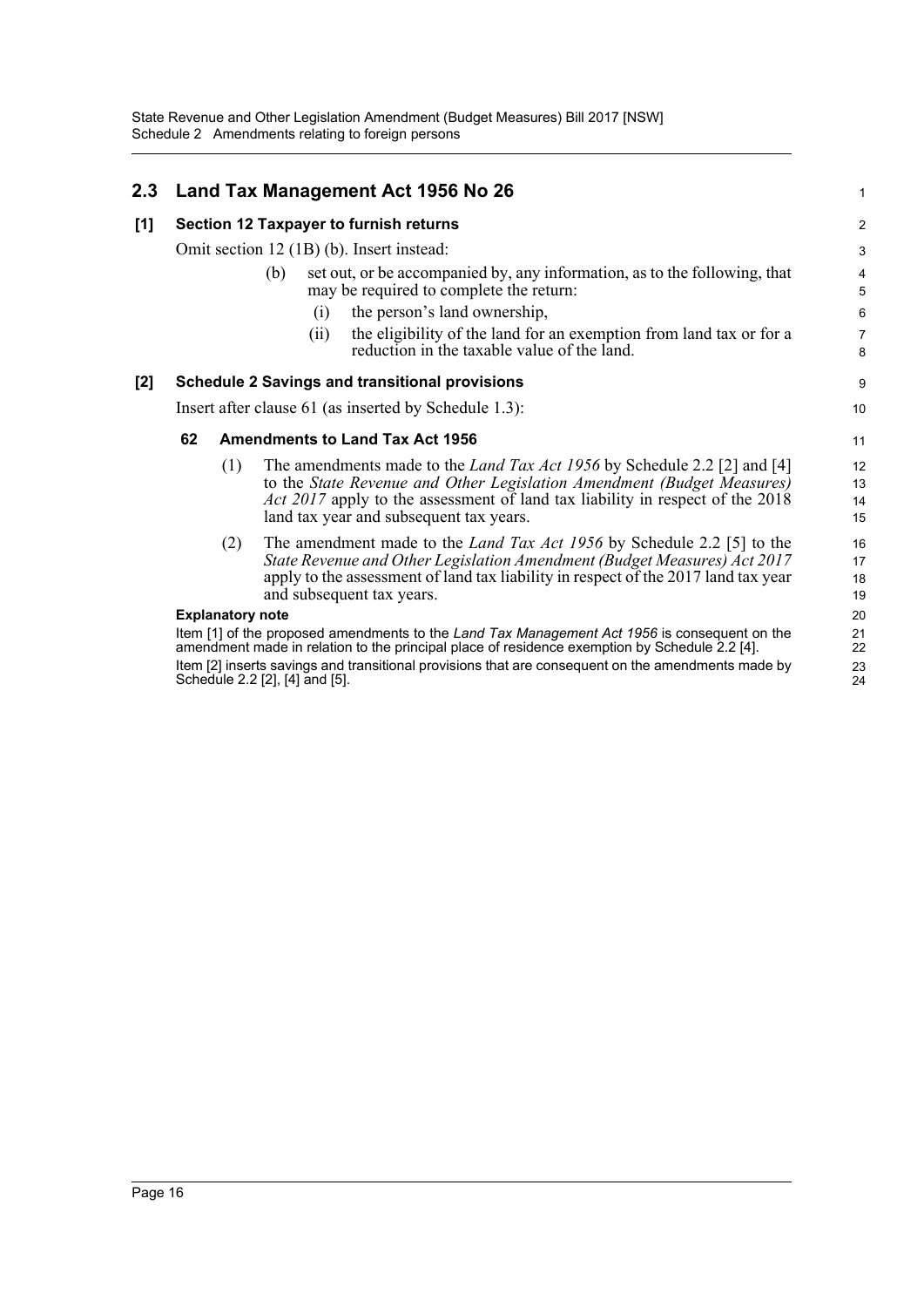## 2.3 Land Tax Management Act 1956 No 26

### [1] Section 12 Taxpayer to furnish returns

Omit section 12 (1B) (b). Insert instead:

> (b) set out, or be accompanied by, any information, as to the following, that may be required to complete the return:
>
> (i) the person's land ownership,
>
> (ii) the eligibility of the land for an exemption from land tax or for a reduction in the taxable value of the land.

### [2] Schedule 2 Savings and transitional provisions

Insert after clause 61 (as inserted by Schedule 1.3):

#### 62 Amendments to Land Tax Act 1956

(1) The amendments made to the *Land Tax Act 1956* by Schedule 2.2 [2] and [4] to the *State Revenue and Other Legislation Amendment (Budget Measures) Act 2017* apply to the assessment of land tax liability in respect of the 2018 land tax year and subsequent tax years.

(2) The amendment made to the *Land Tax Act 1956* by Schedule 2.2 [5] to the *State Revenue and Other Legislation Amendment (Budget Measures) Act 2017* apply to the assessment of land tax liability in respect of the 2017 land tax year and subsequent tax years.

**Explanatory note**

Item [1] of the proposed amendments to the *Land Tax Management Act 1956* is consequent on the amendment made in relation to the principal place of residence exemption by Schedule 2.2 [4].

Item [2] inserts savings and transitional provisions that are consequent on the amendments made by Schedule 2.2 [2], [4] and [5].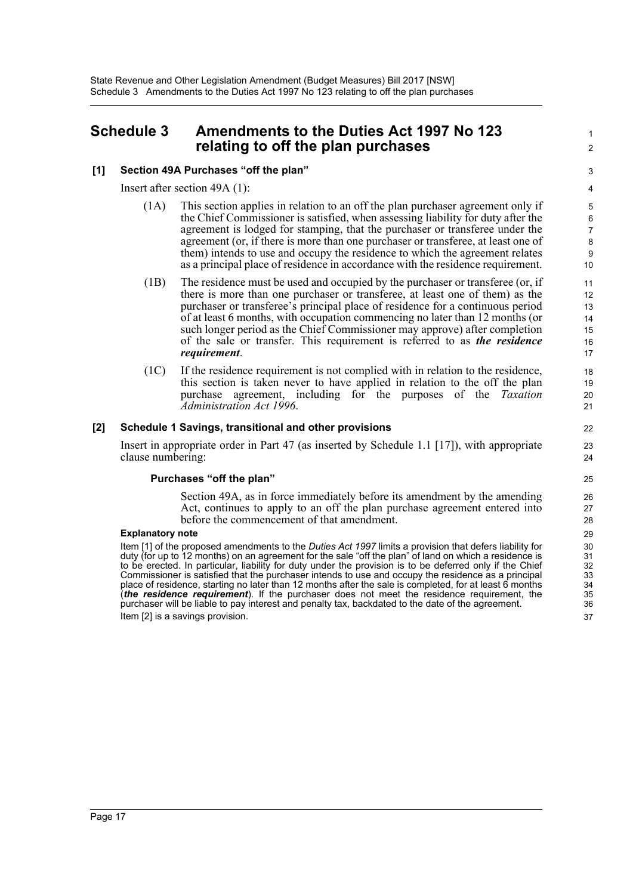# Schedule 3 Amendments to the Duties Act 1997 No 123 relating to off the plan purchases

**[1] Section 49A Purchases "off the plan"**

Insert after section 49A (1):

(1A) This section applies in relation to an off the plan purchaser agreement only if the Chief Commissioner is satisfied, when assessing liability for duty after the agreement is lodged for stamping, that the purchaser or transferee under the agreement (or, if there is more than one purchaser or transferee, at least one of them) intends to use and occupy the residence to which the agreement relates as a principal place of residence in accordance with the residence requirement.

(1B) The residence must be used and occupied by the purchaser or transferee (or, if there is more than one purchaser or transferee, at least one of them) as the purchaser or transferee's principal place of residence for a continuous period of at least 6 months, with occupation commencing no later than 12 months (or such longer period as the Chief Commissioner may approve) after completion of the sale or transfer. This requirement is referred to as ***the residence requirement***.

(1C) If the residence requirement is not complied with in relation to the residence, this section is taken never to have applied in relation to the off the plan purchase agreement, including for the purposes of the *Taxation Administration Act 1996*.

**[2] Schedule 1 Savings, transitional and other provisions**

Insert in appropriate order in Part 47 (as inserted by Schedule 1.1 [17]), with appropriate clause numbering:

**Purchases "off the plan"**

Section 49A, as in force immediately before its amendment by the amending Act, continues to apply to an off the plan purchase agreement entered into before the commencement of that amendment.

**Explanatory note**

Item [1] of the proposed amendments to the *Duties Act 1997* limits a provision that defers liability for duty (for up to 12 months) on an agreement for the sale "off the plan" of land on which a residence is to be erected. In particular, liability for duty under the provision is to be deferred only if the Chief Commissioner is satisfied that the purchaser intends to use and occupy the residence as a principal place of residence, starting no later than 12 months after the sale is completed, for at least 6 months (***the residence requirement***). If the purchaser does not meet the residence requirement, the purchaser will be liable to pay interest and penalty tax, backdated to the date of the agreement.

Item [2] is a savings provision.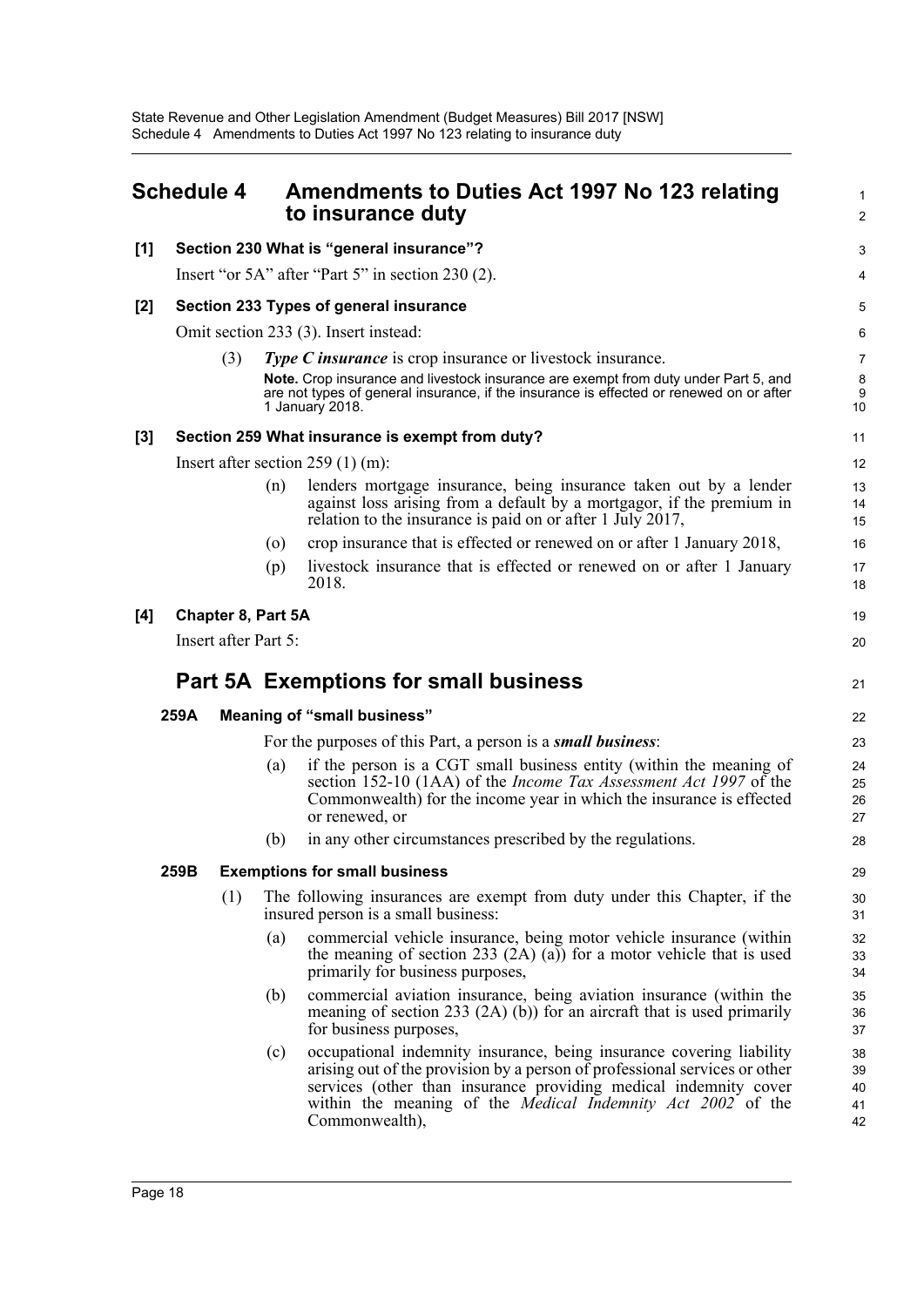# Schedule 4 Amendments to Duties Act 1997 No 123 relating to insurance duty

**[1] Section 230 What is "general insurance"?**

Insert "or 5A" after "Part 5" in section 230 (2).

**[2] Section 233 Types of general insurance**

Omit section 233 (3). Insert instead:

(3) ***Type C insurance*** is crop insurance or livestock insurance.

**Note.** Crop insurance and livestock insurance are exempt from duty under Part 5, and are not types of general insurance, if the insurance is effected or renewed on or after 1 January 2018.

**[3] Section 259 What insurance is exempt from duty?**

Insert after section 259 (1) (m):

(n) lenders mortgage insurance, being insurance taken out by a lender against loss arising from a default by a mortgagor, if the premium in relation to the insurance is paid on or after 1 July 2017,

(o) crop insurance that is effected or renewed on or after 1 January 2018,

(p) livestock insurance that is effected or renewed on or after 1 January 2018.

**[4] Chapter 8, Part 5A**

Insert after Part 5:

## Part 5A Exemptions for small business

### 259A Meaning of "small business"

For the purposes of this Part, a person is a ***small business***:

(a) if the person is a CGT small business entity (within the meaning of section 152-10 (1AA) of the *Income Tax Assessment Act 1997* of the Commonwealth) for the income year in which the insurance is effected or renewed, or

(b) in any other circumstances prescribed by the regulations.

### 259B Exemptions for small business

(1) The following insurances are exempt from duty under this Chapter, if the insured person is a small business:

(a) commercial vehicle insurance, being motor vehicle insurance (within the meaning of section 233 (2A) (a)) for a motor vehicle that is used primarily for business purposes,

(b) commercial aviation insurance, being aviation insurance (within the meaning of section 233 (2A) (b)) for an aircraft that is used primarily for business purposes,

(c) occupational indemnity insurance, being insurance covering liability arising out of the provision by a person of professional services or other services (other than insurance providing medical indemnity cover within the meaning of the *Medical Indemnity Act 2002* of the Commonwealth),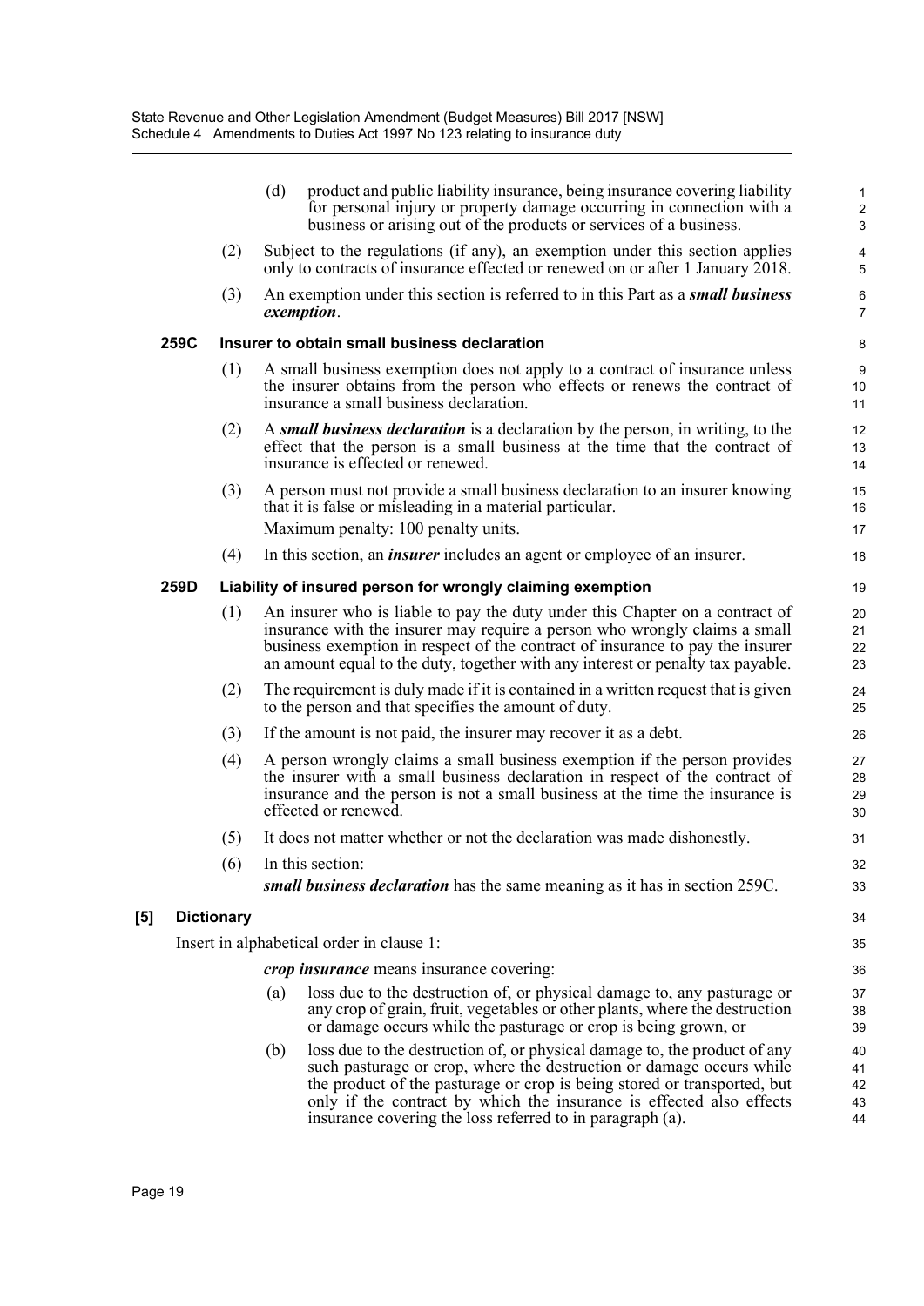(d) product and public liability insurance, being insurance covering liability for personal injury or property damage occurring in connection with a business or arising out of the products or services of a business.

(2) Subject to the regulations (if any), an exemption under this section applies only to contracts of insurance effected or renewed on or after 1 January 2018.

(3) An exemption under this section is referred to in this Part as a ***small business exemption***.

**259C Insurer to obtain small business declaration**

(1) A small business exemption does not apply to a contract of insurance unless the insurer obtains from the person who effects or renews the contract of insurance a small business declaration.

(2) A ***small business declaration*** is a declaration by the person, in writing, to the effect that the person is a small business at the time that the contract of insurance is effected or renewed.

(3) A person must not provide a small business declaration to an insurer knowing that it is false or misleading in a material particular.

Maximum penalty: 100 penalty units.

(4) In this section, an ***insurer*** includes an agent or employee of an insurer.

**259D Liability of insured person for wrongly claiming exemption**

(1) An insurer who is liable to pay the duty under this Chapter on a contract of insurance with the insurer may require a person who wrongly claims a small business exemption in respect of the contract of insurance to pay the insurer an amount equal to the duty, together with any interest or penalty tax payable.

(2) The requirement is duly made if it is contained in a written request that is given to the person and that specifies the amount of duty.

(3) If the amount is not paid, the insurer may recover it as a debt.

(4) A person wrongly claims a small business exemption if the person provides the insurer with a small business declaration in respect of the contract of insurance and the person is not a small business at the time the insurance is effected or renewed.

(5) It does not matter whether or not the declaration was made dishonestly.

(6) In this section:

***small business declaration*** has the same meaning as it has in section 259C.

**[5] Dictionary**

Insert in alphabetical order in clause 1:

***crop insurance*** means insurance covering:

(a) loss due to the destruction of, or physical damage to, any pasturage or any crop of grain, fruit, vegetables or other plants, where the destruction or damage occurs while the pasturage or crop is being grown, or

(b) loss due to the destruction of, or physical damage to, the product of any such pasturage or crop, where the destruction or damage occurs while the product of the pasturage or crop is being stored or transported, but only if the contract by which the insurance is effected also effects insurance covering the loss referred to in paragraph (a).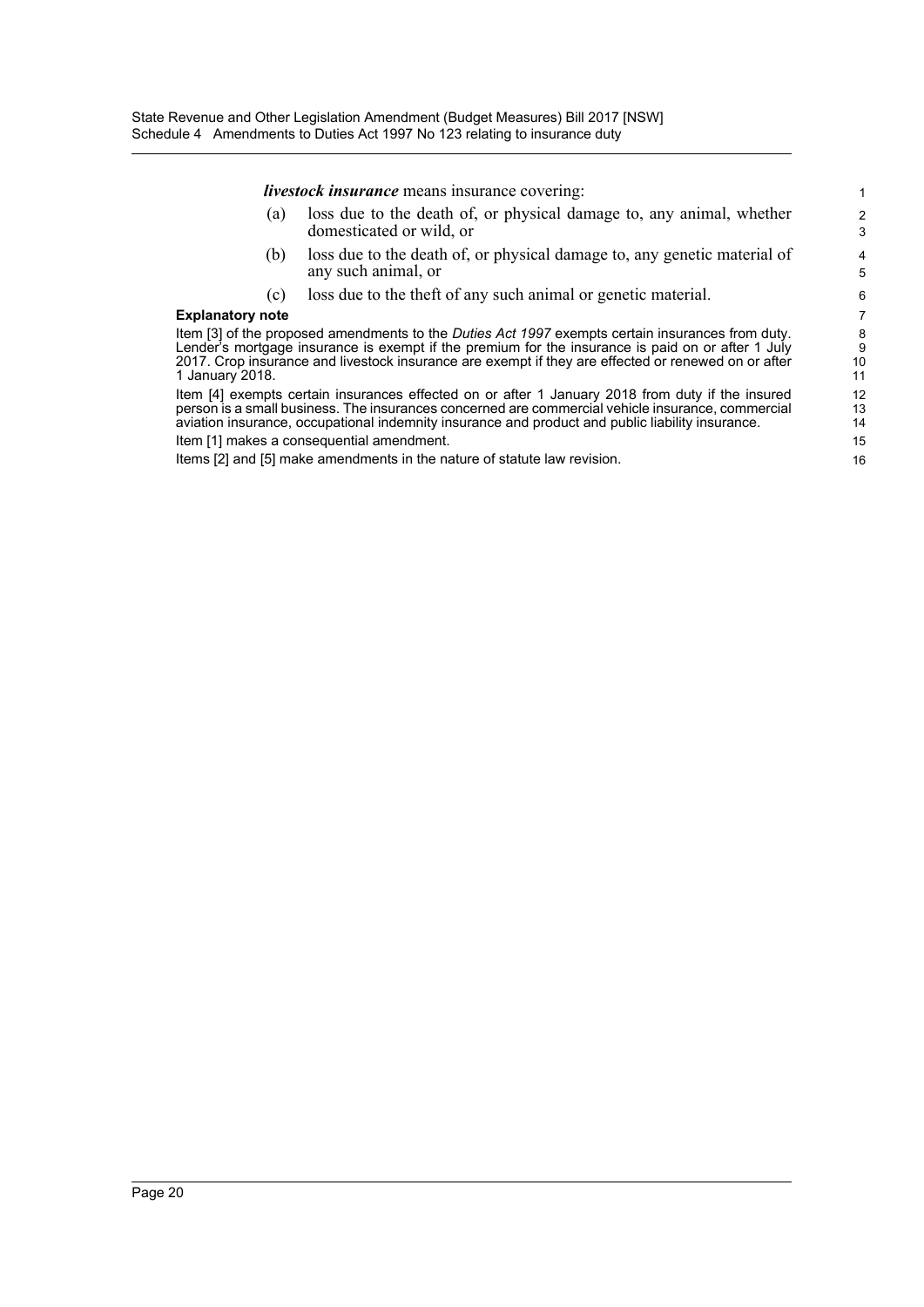***livestock insurance*** means insurance covering:

(a) loss due to the death of, or physical damage to, any animal, whether domesticated or wild, or

(b) loss due to the death of, or physical damage to, any genetic material of any such animal, or

(c) loss due to the theft of any such animal or genetic material.

**Explanatory note**

Item [3] of the proposed amendments to the *Duties Act 1997* exempts certain insurances from duty. Lender's mortgage insurance is exempt if the premium for the insurance is paid on or after 1 July 2017. Crop insurance and livestock insurance are exempt if they are effected or renewed on or after 1 January 2018.

Item [4] exempts certain insurances effected on or after 1 January 2018 from duty if the insured person is a small business. The insurances concerned are commercial vehicle insurance, commercial aviation insurance, occupational indemnity insurance and product and public liability insurance.

Item [1] makes a consequential amendment.

Items [2] and [5] make amendments in the nature of statute law revision.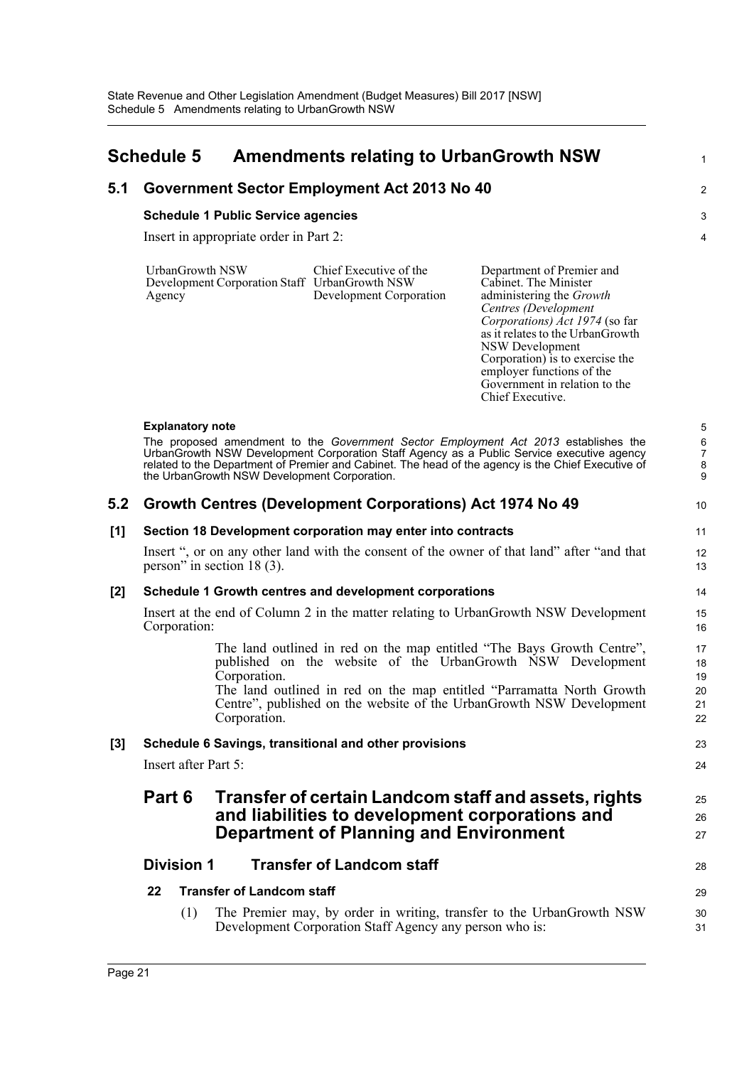# Schedule 5 Amendments relating to UrbanGrowth NSW

## 5.1 Government Sector Employment Act 2013 No 40

### Schedule 1 Public Service agencies

Insert in appropriate order in Part 2:

| | | |
|---|---|---|
| UrbanGrowth NSW Development Corporation Staff Agency | Chief Executive of the UrbanGrowth NSW Development Corporation | Department of Premier and Cabinet. The Minister administering the *Growth Centres (Development Corporations) Act 1974* (so far as it relates to the UrbanGrowth NSW Development Corporation) is to exercise the employer functions of the Government in relation to the Chief Executive. |

**Explanatory note**

The proposed amendment to the *Government Sector Employment Act 2013* establishes the UrbanGrowth NSW Development Corporation Staff Agency as a Public Service executive agency related to the Department of Premier and Cabinet. The head of the agency is the Chief Executive of the UrbanGrowth NSW Development Corporation.

## 5.2 Growth Centres (Development Corporations) Act 1974 No 49

### [1] Section 18 Development corporation may enter into contracts

Insert ", or on any other land with the consent of the owner of that land" after "and that person" in section 18 (3).

### [2] Schedule 1 Growth centres and development corporations

Insert at the end of Column 2 in the matter relating to UrbanGrowth NSW Development Corporation:

> The land outlined in red on the map entitled "The Bays Growth Centre", published on the website of the UrbanGrowth NSW Development Corporation.
>
> The land outlined in red on the map entitled "Parramatta North Growth Centre", published on the website of the UrbanGrowth NSW Development Corporation.

### [3] Schedule 6 Savings, transitional and other provisions

Insert after Part 5:

## Part 6 Transfer of certain Landcom staff and assets, rights and liabilities to development corporations and Department of Planning and Environment

### Division 1 Transfer of Landcom staff

**22 Transfer of Landcom staff**

(1) The Premier may, by order in writing, transfer to the UrbanGrowth NSW Development Corporation Staff Agency any person who is: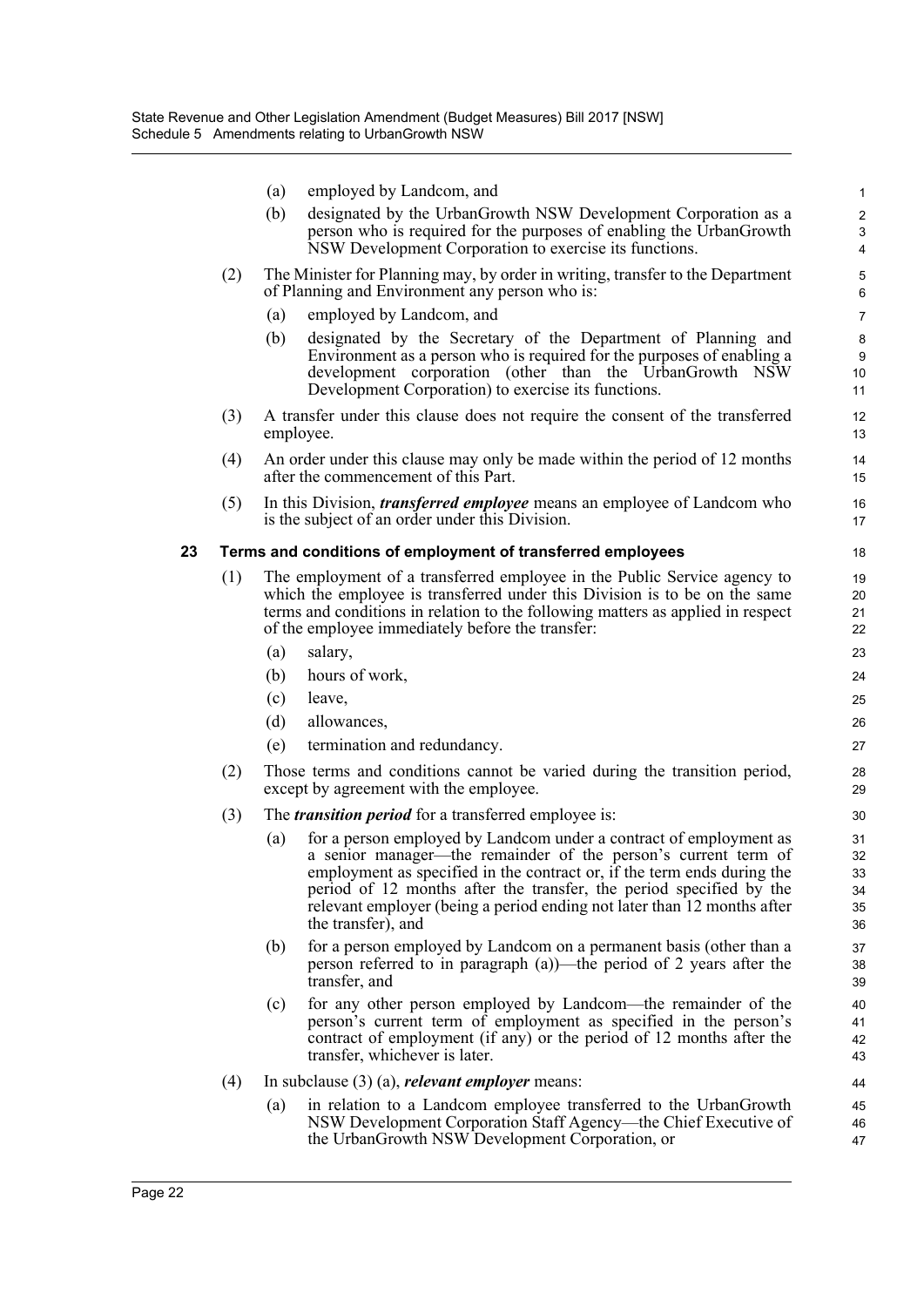(a) employed by Landcom, and

(b) designated by the UrbanGrowth NSW Development Corporation as a person who is required for the purposes of enabling the UrbanGrowth NSW Development Corporation to exercise its functions.

(2) The Minister for Planning may, by order in writing, transfer to the Department of Planning and Environment any person who is:

(a) employed by Landcom, and

(b) designated by the Secretary of the Department of Planning and Environment as a person who is required for the purposes of enabling a development corporation (other than the UrbanGrowth NSW Development Corporation) to exercise its functions.

(3) A transfer under this clause does not require the consent of the transferred employee.

(4) An order under this clause may only be made within the period of 12 months after the commencement of this Part.

(5) In this Division, ***transferred employee*** means an employee of Landcom who is the subject of an order under this Division.

**23 Terms and conditions of employment of transferred employees**

(1) The employment of a transferred employee in the Public Service agency to which the employee is transferred under this Division is to be on the same terms and conditions in relation to the following matters as applied in respect of the employee immediately before the transfer:

(a) salary,

(b) hours of work,

(c) leave,

(d) allowances,

(e) termination and redundancy.

(2) Those terms and conditions cannot be varied during the transition period, except by agreement with the employee.

(3) The ***transition period*** for a transferred employee is:

(a) for a person employed by Landcom under a contract of employment as a senior manager—the remainder of the person's current term of employment as specified in the contract or, if the term ends during the period of 12 months after the transfer, the period specified by the relevant employer (being a period ending not later than 12 months after the transfer), and

(b) for a person employed by Landcom on a permanent basis (other than a person referred to in paragraph (a))—the period of 2 years after the transfer, and

(c) for any other person employed by Landcom—the remainder of the person's current term of employment as specified in the person's contract of employment (if any) or the period of 12 months after the transfer, whichever is later.

(4) In subclause (3) (a), ***relevant employer*** means:

(a) in relation to a Landcom employee transferred to the UrbanGrowth NSW Development Corporation Staff Agency—the Chief Executive of the UrbanGrowth NSW Development Corporation, or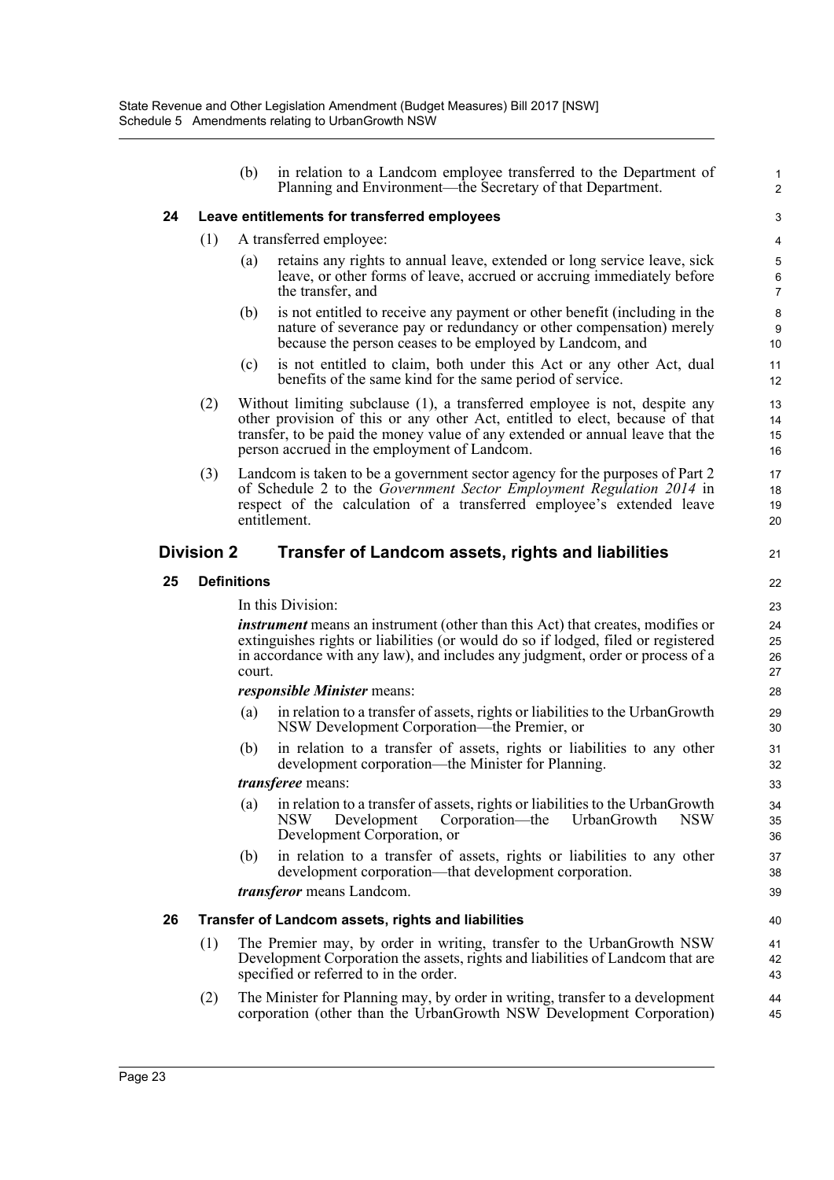(b) in relation to a Landcom employee transferred to the Department of Planning and Environment—the Secretary of that Department.

**24 Leave entitlements for transferred employees**

(1) A transferred employee:

(a) retains any rights to annual leave, extended or long service leave, sick leave, or other forms of leave, accrued or accruing immediately before the transfer, and

(b) is not entitled to receive any payment or other benefit (including in the nature of severance pay or redundancy or other compensation) merely because the person ceases to be employed by Landcom, and

(c) is not entitled to claim, both under this Act or any other Act, dual benefits of the same kind for the same period of service.

(2) Without limiting subclause (1), a transferred employee is not, despite any other provision of this or any other Act, entitled to elect, because of that transfer, to be paid the money value of any extended or annual leave that the person accrued in the employment of Landcom.

(3) Landcom is taken to be a government sector agency for the purposes of Part 2 of Schedule 2 to the *Government Sector Employment Regulation 2014* in respect of the calculation of a transferred employee's extended leave entitlement.

## Division 2 Transfer of Landcom assets, rights and liabilities

**25 Definitions**

In this Division:

***instrument*** means an instrument (other than this Act) that creates, modifies or extinguishes rights or liabilities (or would do so if lodged, filed or registered in accordance with any law), and includes any judgment, order or process of a court.

***responsible Minister*** means:

(a) in relation to a transfer of assets, rights or liabilities to the UrbanGrowth NSW Development Corporation—the Premier, or

(b) in relation to a transfer of assets, rights or liabilities to any other development corporation—the Minister for Planning.

***transferee*** means:

(a) in relation to a transfer of assets, rights or liabilities to the UrbanGrowth NSW Development Corporation—the UrbanGrowth NSW Development Corporation, or

(b) in relation to a transfer of assets, rights or liabilities to any other development corporation—that development corporation.

***transferor*** means Landcom.

**26 Transfer of Landcom assets, rights and liabilities**

(1) The Premier may, by order in writing, transfer to the UrbanGrowth NSW Development Corporation the assets, rights and liabilities of Landcom that are specified or referred to in the order.

(2) The Minister for Planning may, by order in writing, transfer to a development corporation (other than the UrbanGrowth NSW Development Corporation)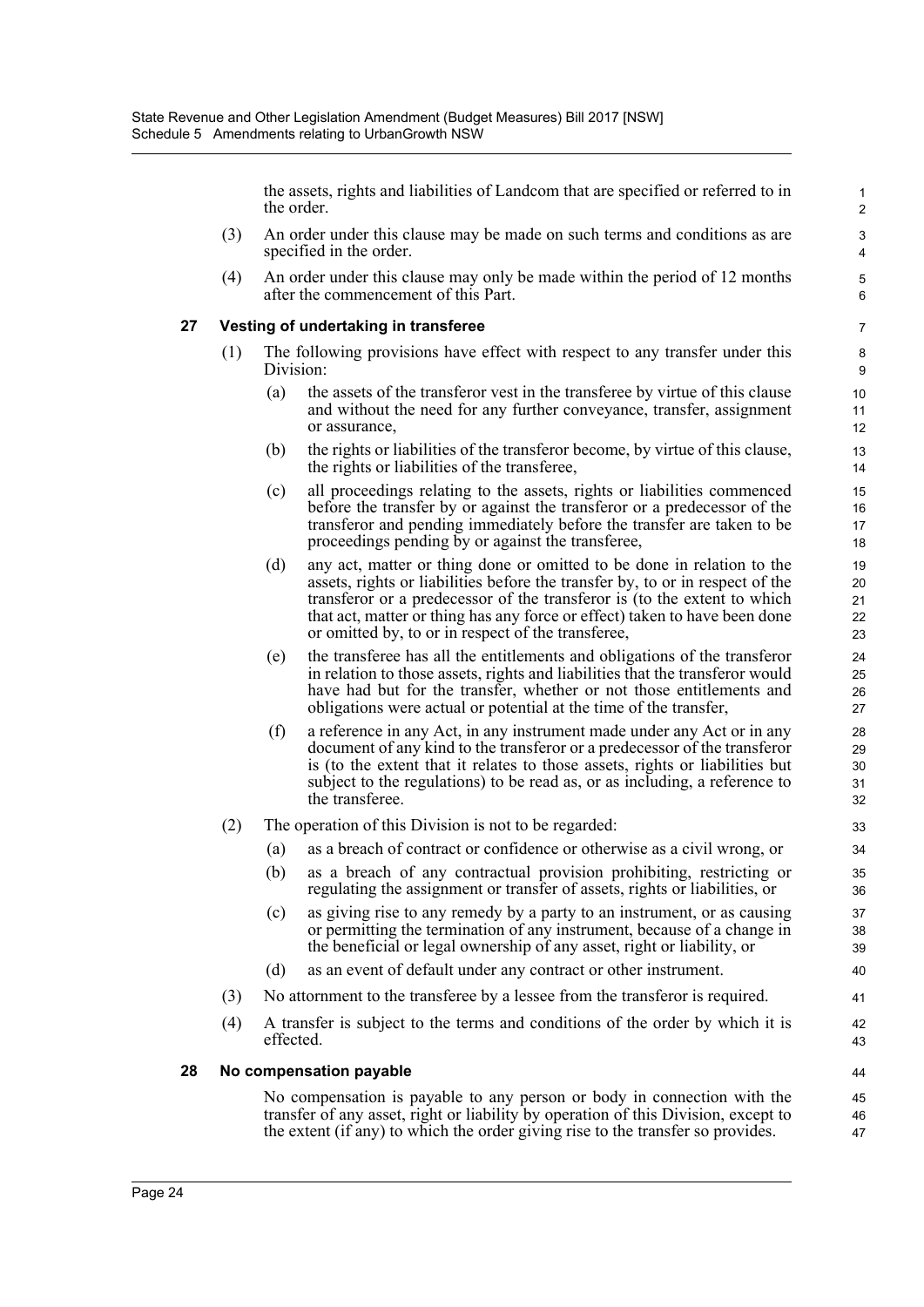the assets, rights and liabilities of Landcom that are specified or referred to in the order.

(3) An order under this clause may be made on such terms and conditions as are specified in the order.

(4) An order under this clause may only be made within the period of 12 months after the commencement of this Part.

### 27 Vesting of undertaking in transferee

(1) The following provisions have effect with respect to any transfer under this Division:

(a) the assets of the transferor vest in the transferee by virtue of this clause and without the need for any further conveyance, transfer, assignment or assurance,

(b) the rights or liabilities of the transferor become, by virtue of this clause, the rights or liabilities of the transferee,

(c) all proceedings relating to the assets, rights or liabilities commenced before the transfer by or against the transferor or a predecessor of the transferor and pending immediately before the transfer are taken to be proceedings pending by or against the transferee,

(d) any act, matter or thing done or omitted to be done in relation to the assets, rights or liabilities before the transfer by, to or in respect of the transferor or a predecessor of the transferor is (to the extent to which that act, matter or thing has any force or effect) taken to have been done or omitted by, to or in respect of the transferee,

(e) the transferee has all the entitlements and obligations of the transferor in relation to those assets, rights and liabilities that the transferor would have had but for the transfer, whether or not those entitlements and obligations were actual or potential at the time of the transfer,

(f) a reference in any Act, in any instrument made under any Act or in any document of any kind to the transferor or a predecessor of the transferor is (to the extent that it relates to those assets, rights or liabilities but subject to the regulations) to be read as, or as including, a reference to the transferee.

(2) The operation of this Division is not to be regarded:

(a) as a breach of contract or confidence or otherwise as a civil wrong, or

(b) as a breach of any contractual provision prohibiting, restricting or regulating the assignment or transfer of assets, rights or liabilities, or

(c) as giving rise to any remedy by a party to an instrument, or as causing or permitting the termination of any instrument, because of a change in the beneficial or legal ownership of any asset, right or liability, or

(d) as an event of default under any contract or other instrument.

(3) No attornment to the transferee by a lessee from the transferor is required.

(4) A transfer is subject to the terms and conditions of the order by which it is effected.

### 28 No compensation payable

No compensation is payable to any person or body in connection with the transfer of any asset, right or liability by operation of this Division, except to the extent (if any) to which the order giving rise to the transfer so provides.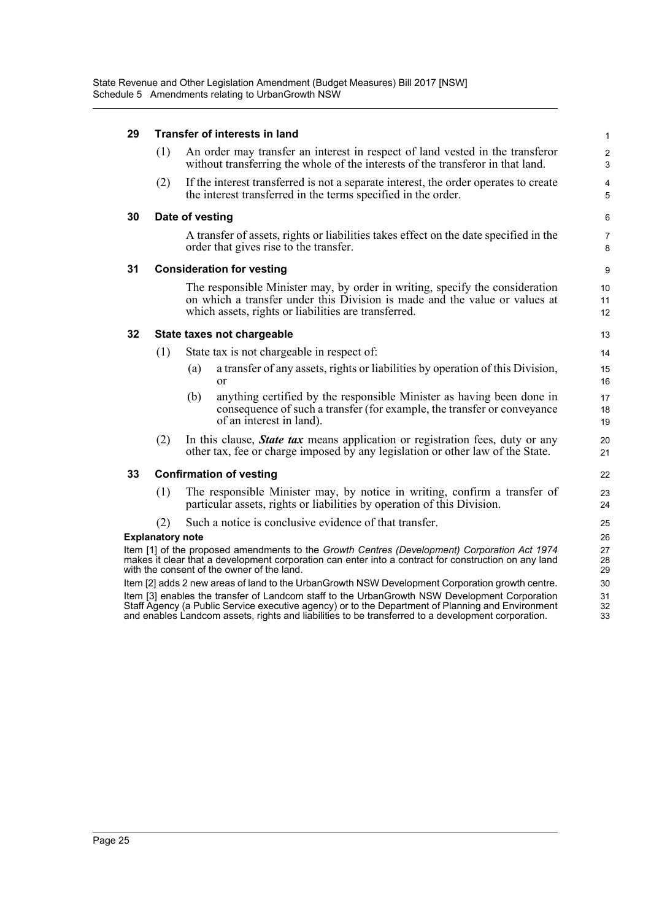### 29 Transfer of interests in land

(1) An order may transfer an interest in respect of land vested in the transferor without transferring the whole of the interests of the transferor in that land.

(2) If the interest transferred is not a separate interest, the order operates to create the interest transferred in the terms specified in the order.

### 30 Date of vesting

A transfer of assets, rights or liabilities takes effect on the date specified in the order that gives rise to the transfer.

### 31 Consideration for vesting

The responsible Minister may, by order in writing, specify the consideration on which a transfer under this Division is made and the value or values at which assets, rights or liabilities are transferred.

### 32 State taxes not chargeable

(1) State tax is not chargeable in respect of:

(a) a transfer of any assets, rights or liabilities by operation of this Division, or

(b) anything certified by the responsible Minister as having been done in consequence of such a transfer (for example, the transfer or conveyance of an interest in land).

(2) In this clause, ***State tax*** means application or registration fees, duty or any other tax, fee or charge imposed by any legislation or other law of the State.

### 33 Confirmation of vesting

(1) The responsible Minister may, by notice in writing, confirm a transfer of particular assets, rights or liabilities by operation of this Division.

(2) Such a notice is conclusive evidence of that transfer.

**Explanatory note**

Item [1] of the proposed amendments to the *Growth Centres (Development) Corporation Act 1974* makes it clear that a development corporation can enter into a contract for construction on any land with the consent of the owner of the land.

Item [2] adds 2 new areas of land to the UrbanGrowth NSW Development Corporation growth centre.

Item [3] enables the transfer of Landcom staff to the UrbanGrowth NSW Development Corporation Staff Agency (a Public Service executive agency) or to the Department of Planning and Environment and enables Landcom assets, rights and liabilities to be transferred to a development corporation.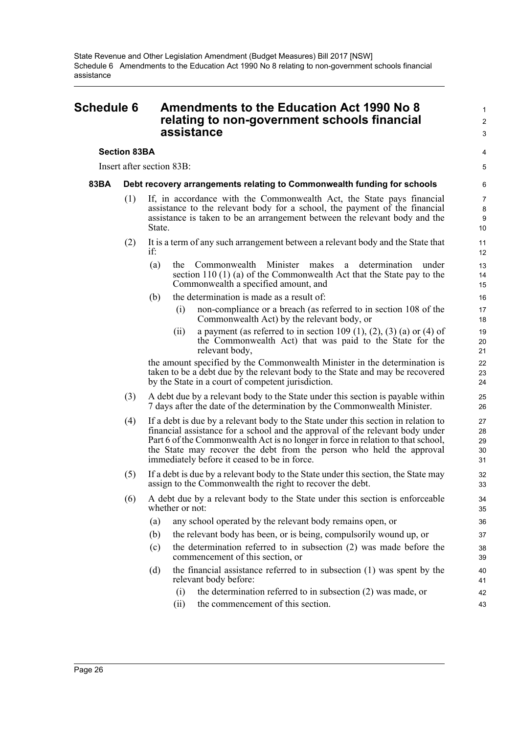# Schedule 6 Amendments to the Education Act 1990 No 8 relating to non-government schools financial assistance

### Section 83BA

Insert after section 83B:

#### 83BA Debt recovery arrangements relating to Commonwealth funding for schools

(1) If, in accordance with the Commonwealth Act, the State pays financial assistance to the relevant body for a school, the payment of the financial assistance is taken to be an arrangement between the relevant body and the State.

(2) It is a term of any such arrangement between a relevant body and the State that if:

- (a) the Commonwealth Minister makes a determination under section 110 (1) (a) of the Commonwealth Act that the State pay to the Commonwealth a specified amount, and
- (b) the determination is made as a result of:
  - (i) non-compliance or a breach (as referred to in section 108 of the Commonwealth Act) by the relevant body, or
  - (ii) a payment (as referred to in section 109 (1), (2), (3) (a) or (4) of the Commonwealth Act) that was paid to the State for the relevant body,

the amount specified by the Commonwealth Minister in the determination is taken to be a debt due by the relevant body to the State and may be recovered by the State in a court of competent jurisdiction.

(3) A debt due by a relevant body to the State under this section is payable within 7 days after the date of the determination by the Commonwealth Minister.

(4) If a debt is due by a relevant body to the State under this section in relation to financial assistance for a school and the approval of the relevant body under Part 6 of the Commonwealth Act is no longer in force in relation to that school, the State may recover the debt from the person who held the approval immediately before it ceased to be in force.

(5) If a debt is due by a relevant body to the State under this section, the State may assign to the Commonwealth the right to recover the debt.

(6) A debt due by a relevant body to the State under this section is enforceable whether or not:

- (a) any school operated by the relevant body remains open, or
- (b) the relevant body has been, or is being, compulsorily wound up, or
- (c) the determination referred to in subsection (2) was made before the commencement of this section, or
- (d) the financial assistance referred to in subsection (1) was spent by the relevant body before:
  - (i) the determination referred to in subsection (2) was made, or
  - (ii) the commencement of this section.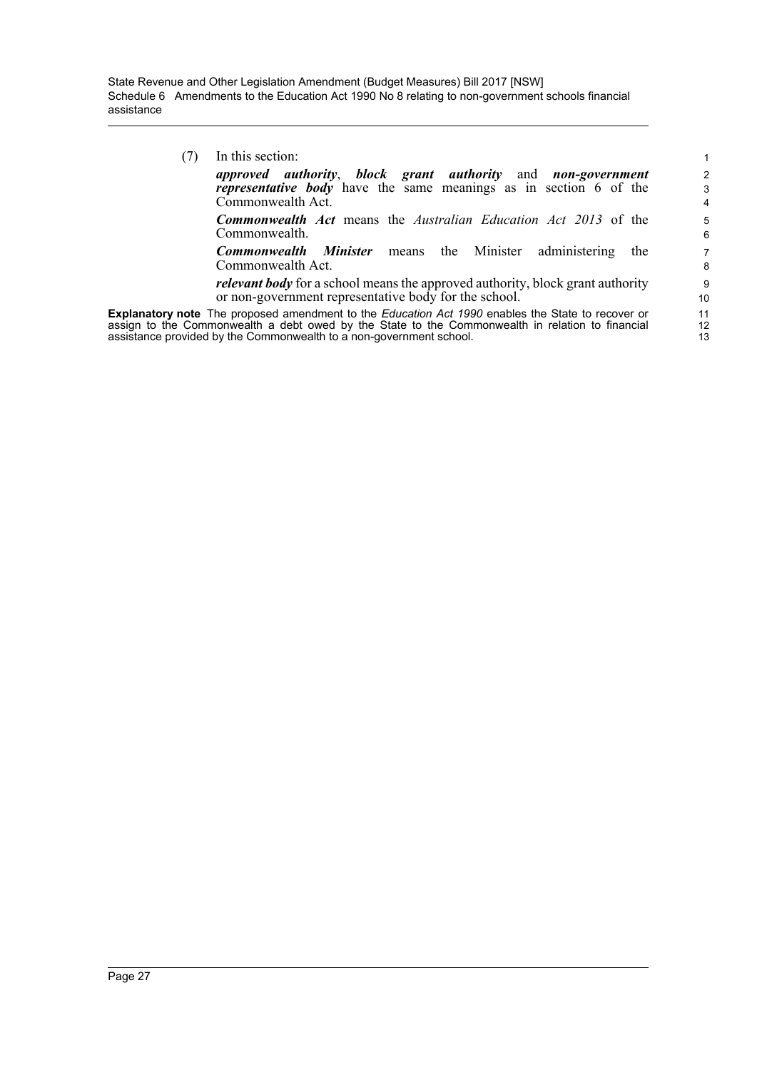(7) In this section:

***approved authority***, ***block grant authority*** and ***non-government representative body*** have the same meanings as in section 6 of the Commonwealth Act.

***Commonwealth Act*** means the *Australian Education Act 2013* of the Commonwealth.

***Commonwealth Minister*** means the Minister administering the Commonwealth Act.

***relevant body*** for a school means the approved authority, block grant authority or non-government representative body for the school.

**Explanatory note** The proposed amendment to the *Education Act 1990* enables the State to recover or assign to the Commonwealth a debt owed by the State to the Commonwealth in relation to financial assistance provided by the Commonwealth to a non-government school.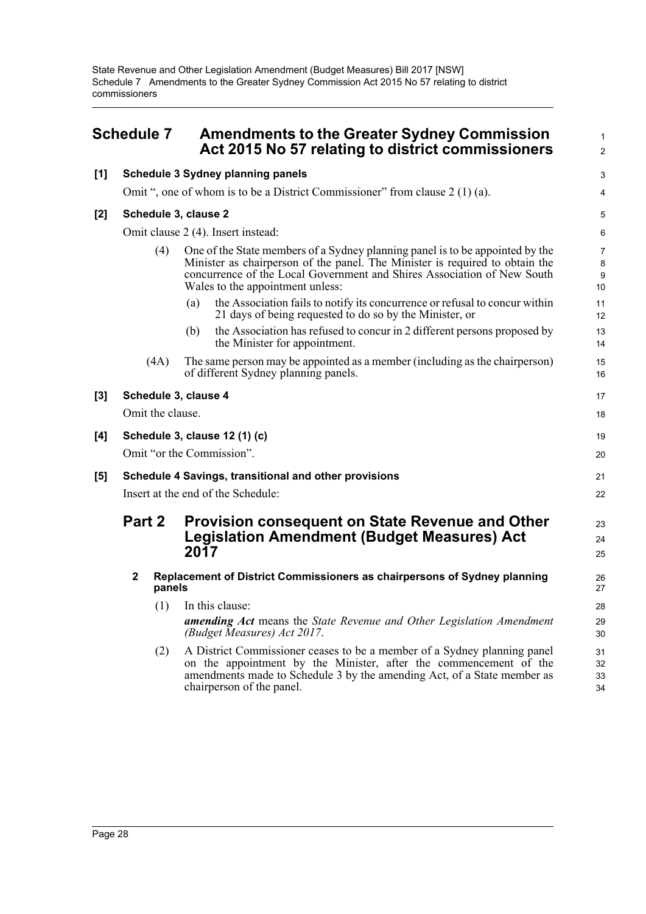# Schedule 7 Amendments to the Greater Sydney Commission Act 2015 No 57 relating to district commissioners

**[1] Schedule 3 Sydney planning panels**

Omit ", one of whom is to be a District Commissioner" from clause 2 (1) (a).

**[2] Schedule 3, clause 2**

Omit clause 2 (4). Insert instead:

(4) One of the State members of a Sydney planning panel is to be appointed by the Minister as chairperson of the panel. The Minister is required to obtain the concurrence of the Local Government and Shires Association of New South Wales to the appointment unless:

(a) the Association fails to notify its concurrence or refusal to concur within 21 days of being requested to do so by the Minister, or

(b) the Association has refused to concur in 2 different persons proposed by the Minister for appointment.

(4A) The same person may be appointed as a member (including as the chairperson) of different Sydney planning panels.

**[3] Schedule 3, clause 4**

Omit the clause.

**[4] Schedule 3, clause 12 (1) (c)**

Omit "or the Commission".

**[5] Schedule 4 Savings, transitional and other provisions**

Insert at the end of the Schedule:

## Part 2 Provision consequent on State Revenue and Other Legislation Amendment (Budget Measures) Act 2017

### 2 Replacement of District Commissioners as chairpersons of Sydney planning panels

(1) In this clause:

***amending Act*** means the *State Revenue and Other Legislation Amendment (Budget Measures) Act 2017*.

(2) A District Commissioner ceases to be a member of a Sydney planning panel on the appointment by the Minister, after the commencement of the amendments made to Schedule 3 by the amending Act, of a State member as chairperson of the panel.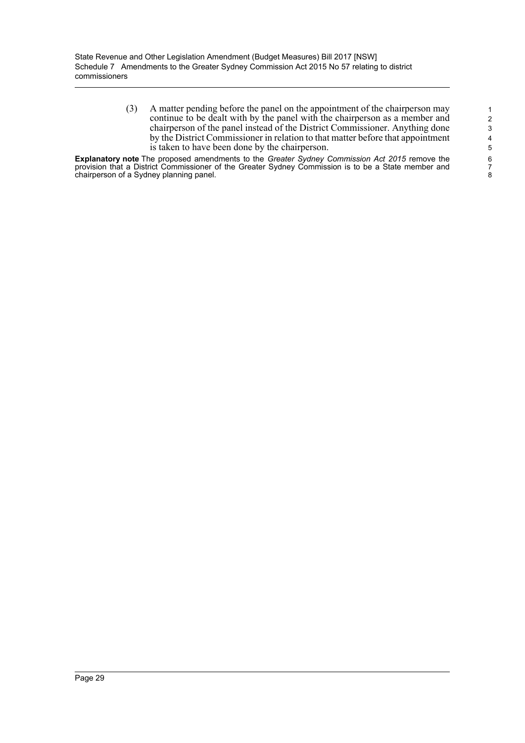(3) A matter pending before the panel on the appointment of the chairperson may continue to be dealt with by the panel with the chairperson as a member and chairperson of the panel instead of the District Commissioner. Anything done by the District Commissioner in relation to that matter before that appointment is taken to have been done by the chairperson.

**Explanatory note** The proposed amendments to the *Greater Sydney Commission Act 2015* remove the provision that a District Commissioner of the Greater Sydney Commission is to be a State member and chairperson of a Sydney planning panel.